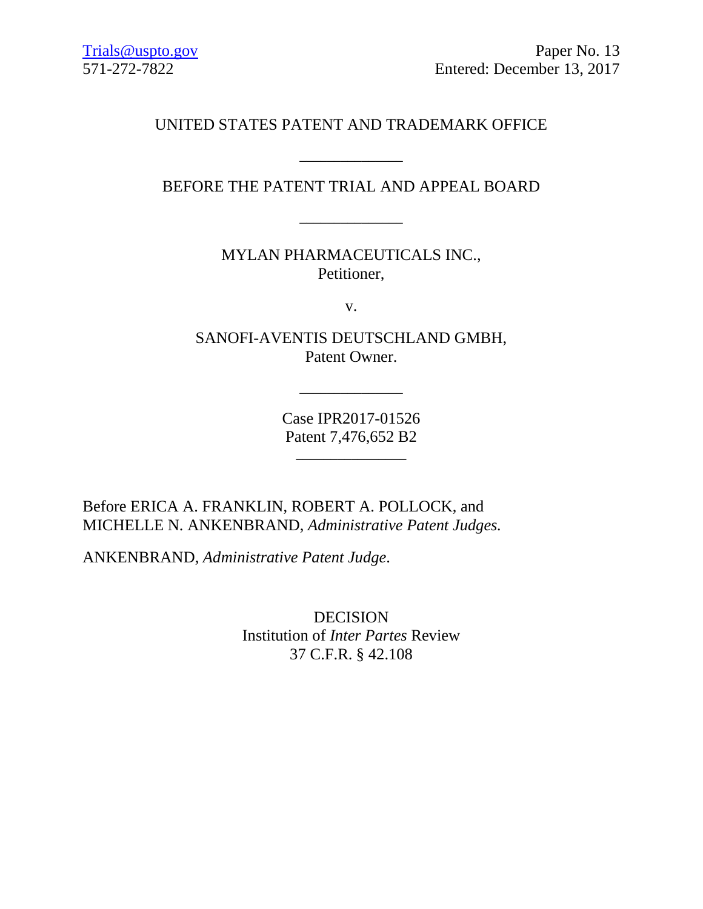Trials@uspto.gov Paper No. 13
571-272-7822 Entered: December 13, 2017

UNITED STATES PATENT AND TRADEMARK OFFICE

\_\_\_\_\_\_\_\_\_\_\_\_

BEFORE THE PATENT TRIAL AND APPEAL BOARD

\_\_\_\_\_\_\_\_\_\_\_\_

MYLAN PHARMACEUTICALS INC.,
Petitioner,

v.

SANOFI-AVENTIS DEUTSCHLAND GMBH,
Patent Owner.

\_\_\_\_\_\_\_\_\_\_\_\_

Case IPR2017-01526
Patent 7,476,652 B2

\_\_\_\_\_\_\_\_\_\_\_\_

Before ERICA A. FRANKLIN, ROBERT A. POLLOCK, and MICHELLE N. ANKENBRAND, *Administrative Patent Judges.*

ANKENBRAND, *Administrative Patent Judge*.

DECISION
Institution of *Inter Partes* Review
37 C.F.R. § 42.108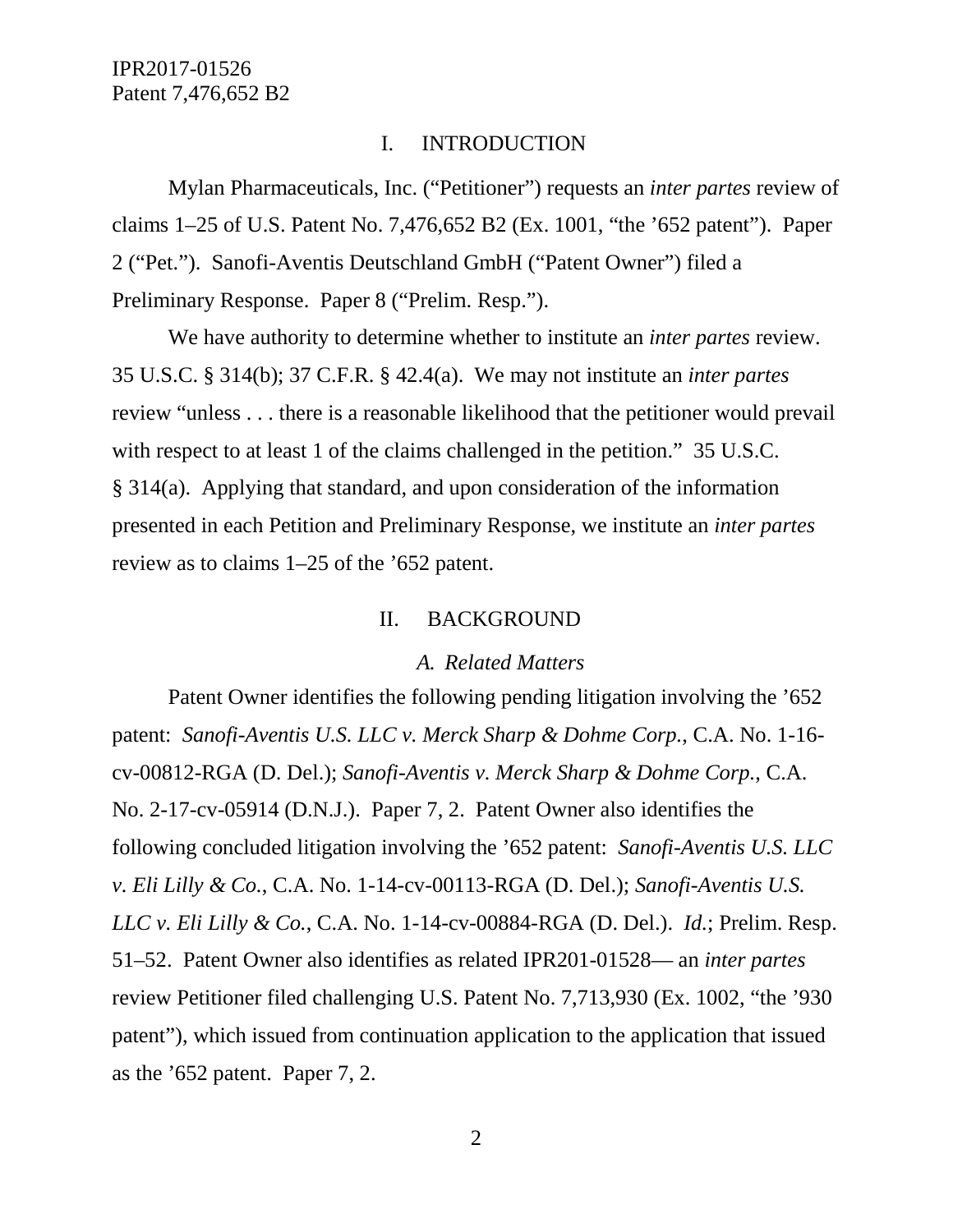## I. INTRODUCTION

Mylan Pharmaceuticals, Inc. ("Petitioner") requests an *inter partes* review of claims 1–25 of U.S. Patent No. 7,476,652 B2 (Ex. 1001, "the '652 patent"). Paper 2 ("Pet."). Sanofi-Aventis Deutschland GmbH ("Patent Owner") filed a Preliminary Response. Paper 8 ("Prelim. Resp.").

We have authority to determine whether to institute an *inter partes* review. 35 U.S.C. § 314(b); 37 C.F.R. § 42.4(a). We may not institute an *inter partes* review "unless . . . there is a reasonable likelihood that the petitioner would prevail with respect to at least 1 of the claims challenged in the petition." 35 U.S.C. § 314(a). Applying that standard, and upon consideration of the information presented in each Petition and Preliminary Response, we institute an *inter partes* review as to claims 1–25 of the '652 patent.

## II. BACKGROUND

### *A. Related Matters*

Patent Owner identifies the following pending litigation involving the '652 patent: *Sanofi-Aventis U.S. LLC v. Merck Sharp & Dohme Corp.*, C.A. No. 1-16-cv-00812-RGA (D. Del.); *Sanofi-Aventis v. Merck Sharp & Dohme Corp.*, C.A. No. 2-17-cv-05914 (D.N.J.). Paper 7, 2. Patent Owner also identifies the following concluded litigation involving the '652 patent: *Sanofi-Aventis U.S. LLC v. Eli Lilly & Co.*, C.A. No. 1-14-cv-00113-RGA (D. Del.); *Sanofi-Aventis U.S. LLC v. Eli Lilly & Co.*, C.A. No. 1-14-cv-00884-RGA (D. Del.). *Id.*; Prelim. Resp. 51–52. Patent Owner also identifies as related IPR201-01528— an *inter partes* review Petitioner filed challenging U.S. Patent No. 7,713,930 (Ex. 1002, "the '930 patent"), which issued from continuation application to the application that issued as the '652 patent. Paper 7, 2.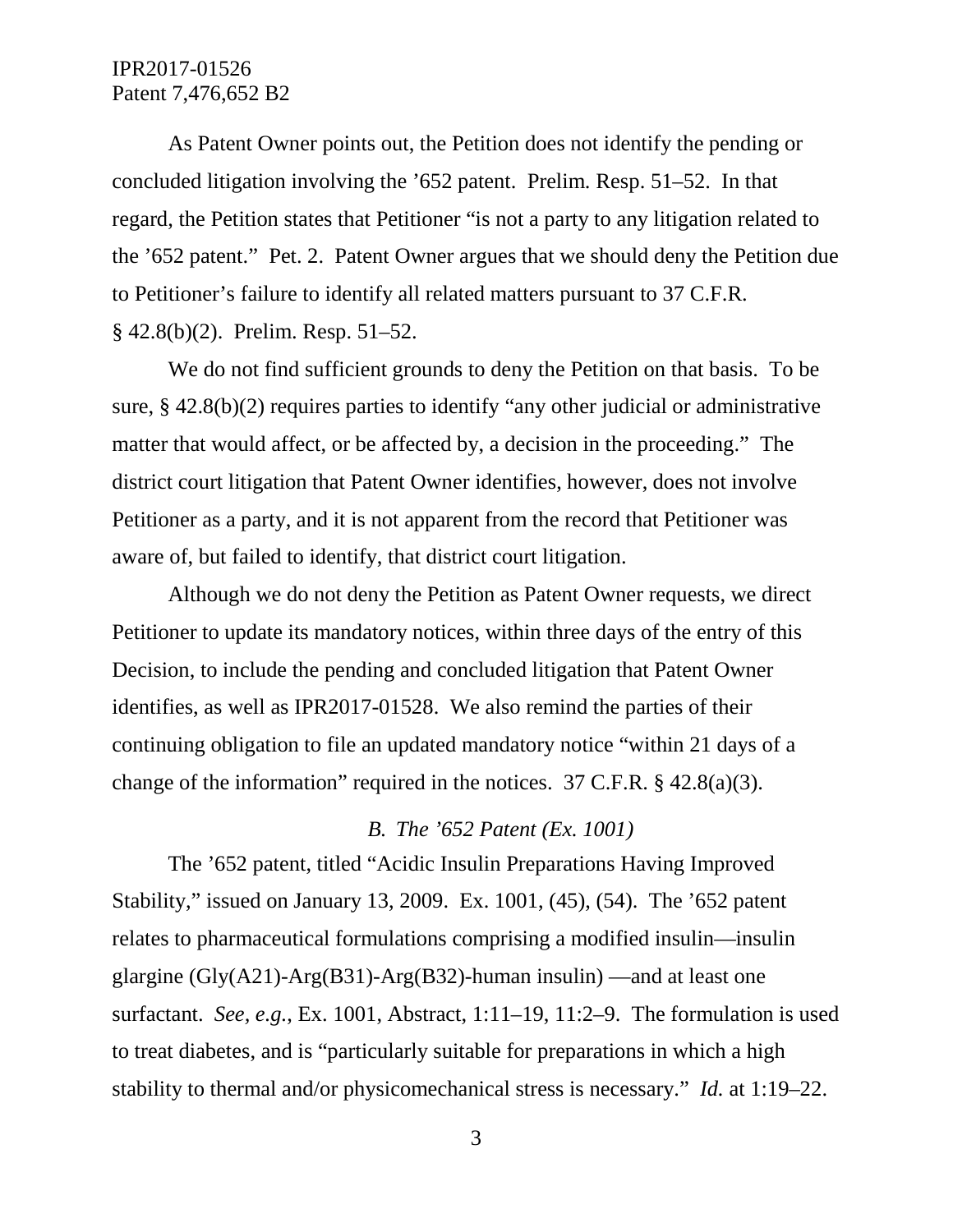As Patent Owner points out, the Petition does not identify the pending or concluded litigation involving the ’652 patent. Prelim. Resp. 51–52. In that regard, the Petition states that Petitioner “is not a party to any litigation related to the ’652 patent.” Pet. 2. Patent Owner argues that we should deny the Petition due to Petitioner’s failure to identify all related matters pursuant to 37 C.F.R. § 42.8(b)(2). Prelim. Resp. 51–52.

We do not find sufficient grounds to deny the Petition on that basis. To be sure, § 42.8(b)(2) requires parties to identify “any other judicial or administrative matter that would affect, or be affected by, a decision in the proceeding.” The district court litigation that Patent Owner identifies, however, does not involve Petitioner as a party, and it is not apparent from the record that Petitioner was aware of, but failed to identify, that district court litigation.

Although we do not deny the Petition as Patent Owner requests, we direct Petitioner to update its mandatory notices, within three days of the entry of this Decision, to include the pending and concluded litigation that Patent Owner identifies, as well as IPR2017-01528. We also remind the parties of their continuing obligation to file an updated mandatory notice “within 21 days of a change of the information” required in the notices. 37 C.F.R. § 42.8(a)(3).

### *B. The ’652 Patent (Ex. 1001)*

The ’652 patent, titled “Acidic Insulin Preparations Having Improved Stability,” issued on January 13, 2009. Ex. 1001, (45), (54). The ’652 patent relates to pharmaceutical formulations comprising a modified insulin—insulin glargine (Gly(A21)-Arg(B31)-Arg(B32)-human insulin) —and at least one surfactant. *See, e.g.*, Ex. 1001, Abstract, 1:11–19, 11:2–9. The formulation is used to treat diabetes, and is “particularly suitable for preparations in which a high stability to thermal and/or physicomechanical stress is necessary.” *Id.* at 1:19–22.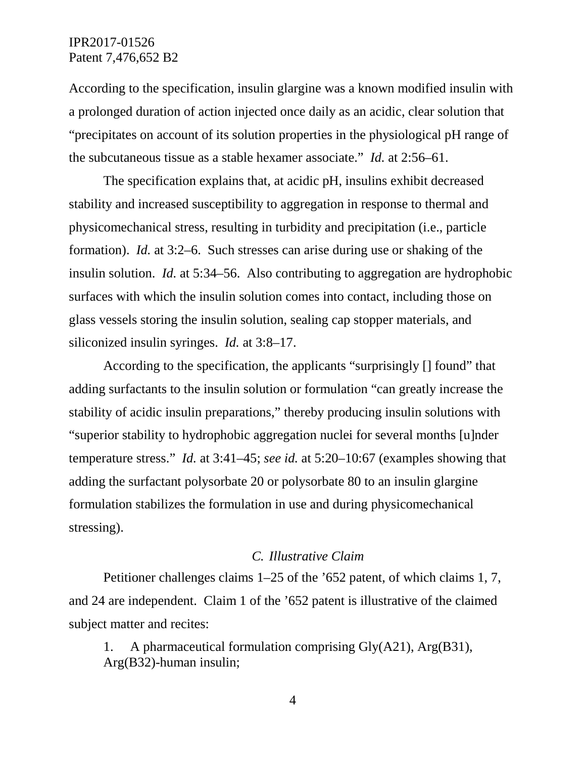According to the specification, insulin glargine was a known modified insulin with a prolonged duration of action injected once daily as an acidic, clear solution that "precipitates on account of its solution properties in the physiological pH range of the subcutaneous tissue as a stable hexamer associate." *Id.* at 2:56–61.

The specification explains that, at acidic pH, insulins exhibit decreased stability and increased susceptibility to aggregation in response to thermal and physicomechanical stress, resulting in turbidity and precipitation (i.e., particle formation). *Id.* at 3:2–6. Such stresses can arise during use or shaking of the insulin solution. *Id.* at 5:34–56. Also contributing to aggregation are hydrophobic surfaces with which the insulin solution comes into contact, including those on glass vessels storing the insulin solution, sealing cap stopper materials, and siliconized insulin syringes. *Id.* at 3:8–17.

According to the specification, the applicants "surprisingly [] found" that adding surfactants to the insulin solution or formulation "can greatly increase the stability of acidic insulin preparations," thereby producing insulin solutions with "superior stability to hydrophobic aggregation nuclei for several months [u]nder temperature stress." *Id.* at 3:41–45; *see id.* at 5:20–10:67 (examples showing that adding the surfactant polysorbate 20 or polysorbate 80 to an insulin glargine formulation stabilizes the formulation in use and during physicomechanical stressing).

### *C. Illustrative Claim*

Petitioner challenges claims 1–25 of the '652 patent, of which claims 1, 7, and 24 are independent. Claim 1 of the '652 patent is illustrative of the claimed subject matter and recites:

> 1. A pharmaceutical formulation comprising Gly(A21), Arg(B31), Arg(B32)-human insulin;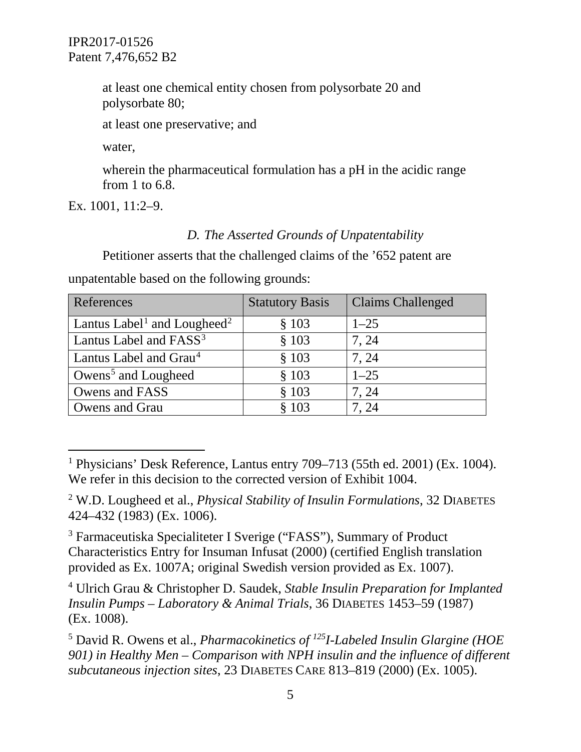at least one chemical entity chosen from polysorbate 20 and polysorbate 80;

at least one preservative; and

water,

wherein the pharmaceutical formulation has a pH in the acidic range from 1 to 6.8.

Ex. 1001, 11:2–9.

### *D. The Asserted Grounds of Unpatentability*

Petitioner asserts that the challenged claims of the ’652 patent are unpatentable based on the following grounds:

| References | Statutory Basis | Claims Challenged |
|---|---|---|
| Lantus Label[1] and Lougheed[2] | § 103 | 1–25 |
| Lantus Label and FASS[3] | § 103 | 7, 24 |
| Lantus Label and Grau[4] | § 103 | 7, 24 |
| Owens[5] and Lougheed | § 103 | 1–25 |
| Owens and FASS | § 103 | 7, 24 |
| Owens and Grau | § 103 | 7, 24 |

[1] Physicians’ Desk Reference, Lantus entry 709–713 (55th ed. 2001) (Ex. 1004). We refer in this decision to the corrected version of Exhibit 1004.

[2] W.D. Lougheed et al., *Physical Stability of Insulin Formulations*, 32 DIABETES 424–432 (1983) (Ex. 1006).

[3] Farmaceutiska Specialiteter I Sverige (“FASS”), Summary of Product Characteristics Entry for Insuman Infusat (2000) (certified English translation provided as Ex. 1007A; original Swedish version provided as Ex. 1007).

[4] Ulrich Grau & Christopher D. Saudek, *Stable Insulin Preparation for Implanted Insulin Pumps – Laboratory & Animal Trials*, 36 DIABETES 1453–59 (1987) (Ex. 1008).

[5] David R. Owens et al., *Pharmacokinetics of $^{125}$I-Labeled Insulin Glargine (HOE 901) in Healthy Men – Comparison with NPH insulin and the influence of different subcutaneous injection sites*, 23 DIABETES CARE 813–819 (2000) (Ex. 1005).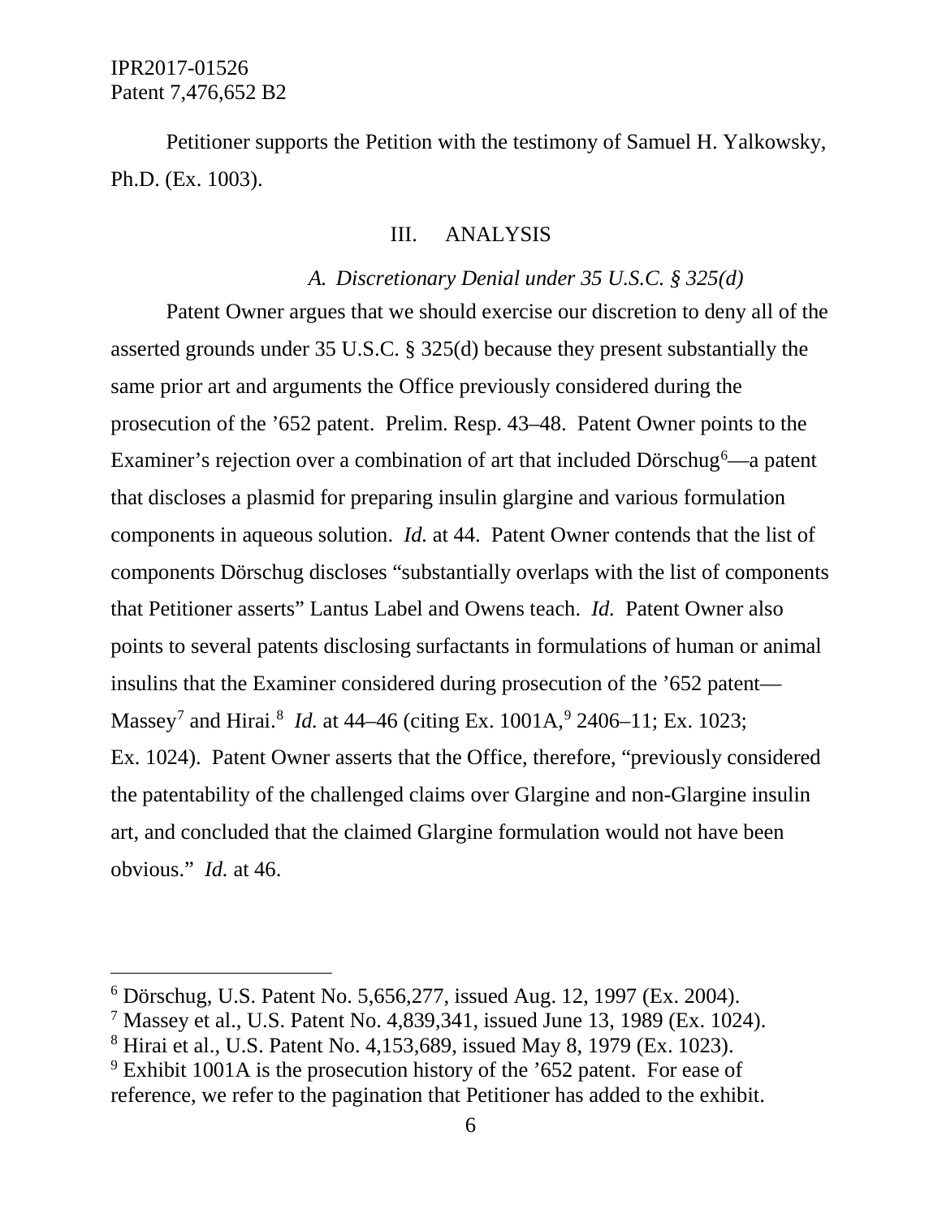Petitioner supports the Petition with the testimony of Samuel H. Yalkowsky, Ph.D. (Ex. 1003).

## III. ANALYSIS

### *A. Discretionary Denial under 35 U.S.C. § 325(d)*

Patent Owner argues that we should exercise our discretion to deny all of the asserted grounds under 35 U.S.C. § 325(d) because they present substantially the same prior art and arguments the Office previously considered during the prosecution of the ’652 patent. Prelim. Resp. 43–48. Patent Owner points to the Examiner’s rejection over a combination of art that included Dörschug[6]—a patent that discloses a plasmid for preparing insulin glargine and various formulation components in aqueous solution. *Id.* at 44. Patent Owner contends that the list of components Dörschug discloses “substantially overlaps with the list of components that Petitioner asserts” Lantus Label and Owens teach. *Id.* Patent Owner also points to several patents disclosing surfactants in formulations of human or animal insulins that the Examiner considered during prosecution of the ’652 patent—Massey[7] and Hirai.[8] *Id.* at 44–46 (citing Ex. 1001A,[9] 2406–11; Ex. 1023; Ex. 1024). Patent Owner asserts that the Office, therefore, “previously considered the patentability of the challenged claims over Glargine and non-Glargine insulin art, and concluded that the claimed Glargine formulation would not have been obvious.” *Id.* at 46.

---

[6] Dörschug, U.S. Patent No. 5,656,277, issued Aug. 12, 1997 (Ex. 2004).

[7] Massey et al., U.S. Patent No. 4,839,341, issued June 13, 1989 (Ex. 1024).

[8] Hirai et al., U.S. Patent No. 4,153,689, issued May 8, 1979 (Ex. 1023).

[9] Exhibit 1001A is the prosecution history of the ’652 patent. For ease of reference, we refer to the pagination that Petitioner has added to the exhibit.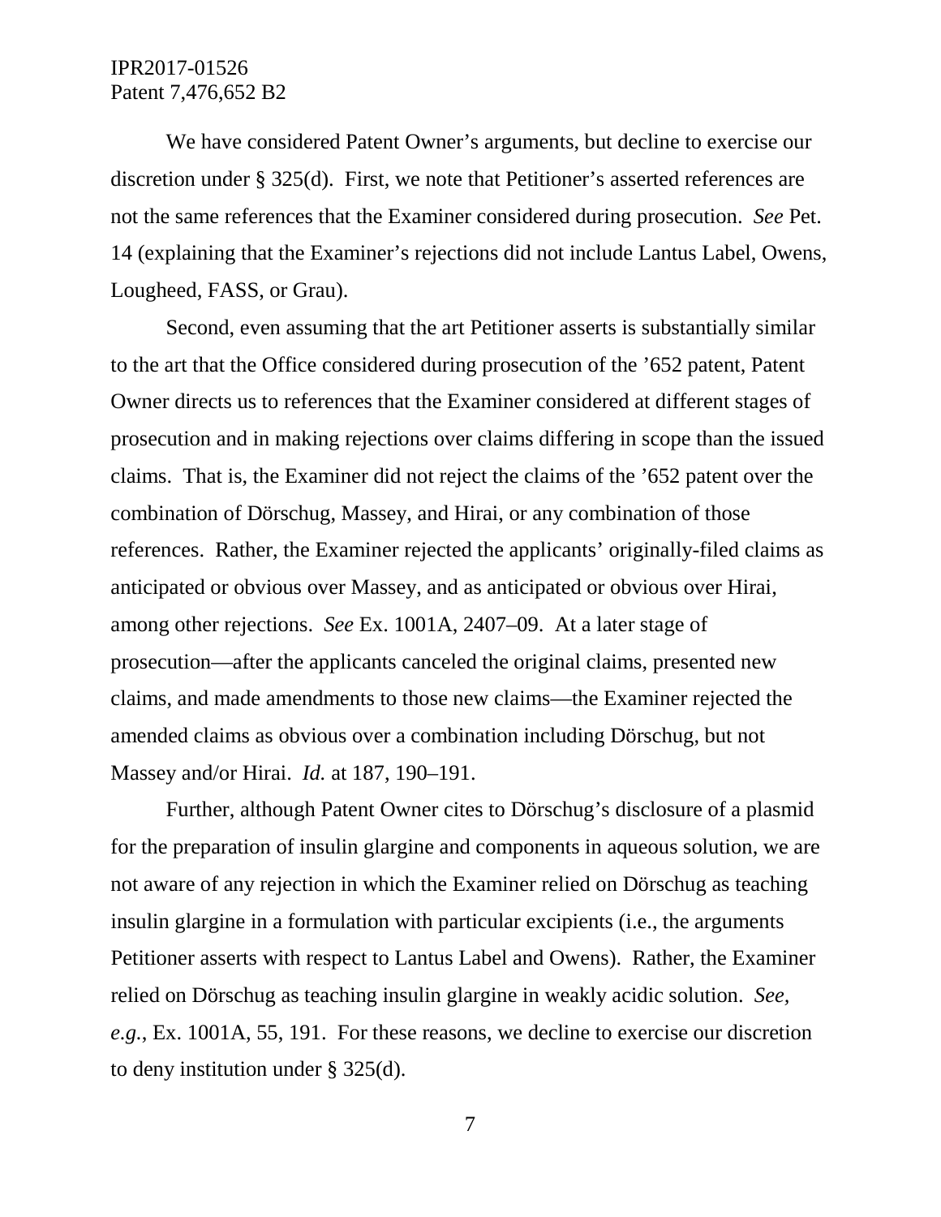We have considered Patent Owner's arguments, but decline to exercise our discretion under § 325(d). First, we note that Petitioner's asserted references are not the same references that the Examiner considered during prosecution. *See* Pet. 14 (explaining that the Examiner's rejections did not include Lantus Label, Owens, Lougheed, FASS, or Grau).

Second, even assuming that the art Petitioner asserts is substantially similar to the art that the Office considered during prosecution of the '652 patent, Patent Owner directs us to references that the Examiner considered at different stages of prosecution and in making rejections over claims differing in scope than the issued claims. That is, the Examiner did not reject the claims of the '652 patent over the combination of Dörschug, Massey, and Hirai, or any combination of those references. Rather, the Examiner rejected the applicants' originally-filed claims as anticipated or obvious over Massey, and as anticipated or obvious over Hirai, among other rejections. *See* Ex. 1001A, 2407–09. At a later stage of prosecution—after the applicants canceled the original claims, presented new claims, and made amendments to those new claims—the Examiner rejected the amended claims as obvious over a combination including Dörschug, but not Massey and/or Hirai. *Id.* at 187, 190–191.

Further, although Patent Owner cites to Dörschug's disclosure of a plasmid for the preparation of insulin glargine and components in aqueous solution, we are not aware of any rejection in which the Examiner relied on Dörschug as teaching insulin glargine in a formulation with particular excipients (i.e., the arguments Petitioner asserts with respect to Lantus Label and Owens). Rather, the Examiner relied on Dörschug as teaching insulin glargine in weakly acidic solution. *See, e.g.*, Ex. 1001A, 55, 191. For these reasons, we decline to exercise our discretion to deny institution under § 325(d).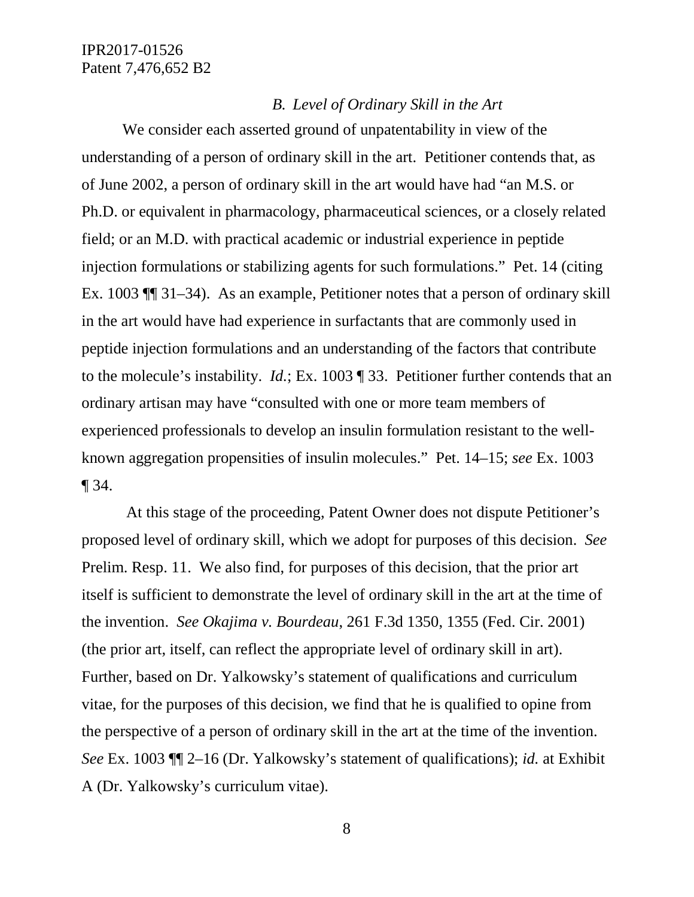### *B. Level of Ordinary Skill in the Art*

We consider each asserted ground of unpatentability in view of the understanding of a person of ordinary skill in the art. Petitioner contends that, as of June 2002, a person of ordinary skill in the art would have had "an M.S. or Ph.D. or equivalent in pharmacology, pharmaceutical sciences, or a closely related field; or an M.D. with practical academic or industrial experience in peptide injection formulations or stabilizing agents for such formulations." Pet. 14 (citing Ex. 1003 ¶¶ 31–34). As an example, Petitioner notes that a person of ordinary skill in the art would have had experience in surfactants that are commonly used in peptide injection formulations and an understanding of the factors that contribute to the molecule's instability. *Id.*; Ex. 1003 ¶ 33. Petitioner further contends that an ordinary artisan may have "consulted with one or more team members of experienced professionals to develop an insulin formulation resistant to the well-known aggregation propensities of insulin molecules." Pet. 14–15; *see* Ex. 1003 ¶ 34.

At this stage of the proceeding, Patent Owner does not dispute Petitioner's proposed level of ordinary skill, which we adopt for purposes of this decision. *See* Prelim. Resp. 11. We also find, for purposes of this decision, that the prior art itself is sufficient to demonstrate the level of ordinary skill in the art at the time of the invention. *See Okajima v. Bourdeau*, 261 F.3d 1350, 1355 (Fed. Cir. 2001) (the prior art, itself, can reflect the appropriate level of ordinary skill in art). Further, based on Dr. Yalkowsky's statement of qualifications and curriculum vitae, for the purposes of this decision, we find that he is qualified to opine from the perspective of a person of ordinary skill in the art at the time of the invention. *See* Ex. 1003 ¶¶ 2–16 (Dr. Yalkowsky's statement of qualifications); *id.* at Exhibit A (Dr. Yalkowsky's curriculum vitae).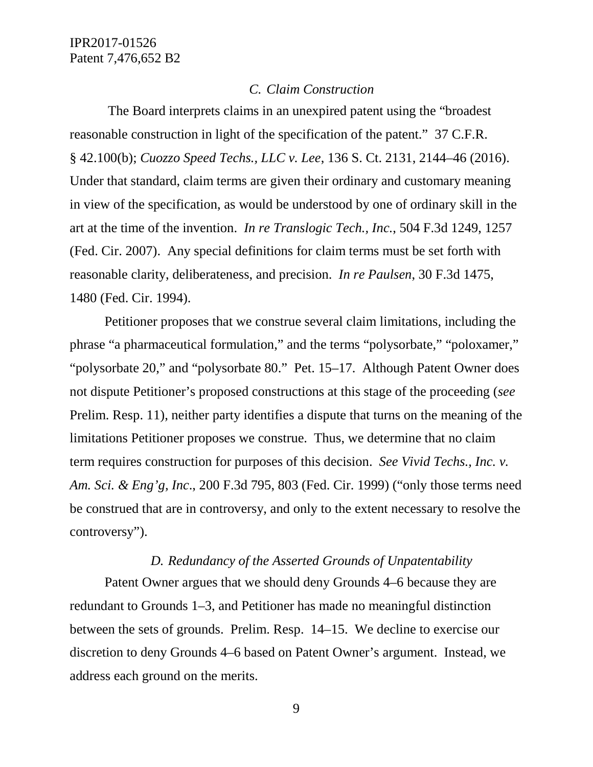### *C. Claim Construction*

The Board interprets claims in an unexpired patent using the "broadest reasonable construction in light of the specification of the patent." 37 C.F.R. § 42.100(b); *Cuozzo Speed Techs., LLC v. Lee*, 136 S. Ct. 2131, 2144–46 (2016). Under that standard, claim terms are given their ordinary and customary meaning in view of the specification, as would be understood by one of ordinary skill in the art at the time of the invention. *In re Translogic Tech., Inc.*, 504 F.3d 1249, 1257 (Fed. Cir. 2007). Any special definitions for claim terms must be set forth with reasonable clarity, deliberateness, and precision. *In re Paulsen*, 30 F.3d 1475, 1480 (Fed. Cir. 1994).

Petitioner proposes that we construe several claim limitations, including the phrase "a pharmaceutical formulation," and the terms "polysorbate," "poloxamer," "polysorbate 20," and "polysorbate 80." Pet. 15–17. Although Patent Owner does not dispute Petitioner's proposed constructions at this stage of the proceeding (*see* Prelim. Resp. 11), neither party identifies a dispute that turns on the meaning of the limitations Petitioner proposes we construe. Thus, we determine that no claim term requires construction for purposes of this decision. *See Vivid Techs., Inc. v. Am. Sci. & Eng'g, Inc.*, 200 F.3d 795, 803 (Fed. Cir. 1999) ("only those terms need be construed that are in controversy, and only to the extent necessary to resolve the controversy").

### *D. Redundancy of the Asserted Grounds of Unpatentability*

Patent Owner argues that we should deny Grounds 4–6 because they are redundant to Grounds 1–3, and Petitioner has made no meaningful distinction between the sets of grounds. Prelim. Resp. 14–15. We decline to exercise our discretion to deny Grounds 4–6 based on Patent Owner's argument. Instead, we address each ground on the merits.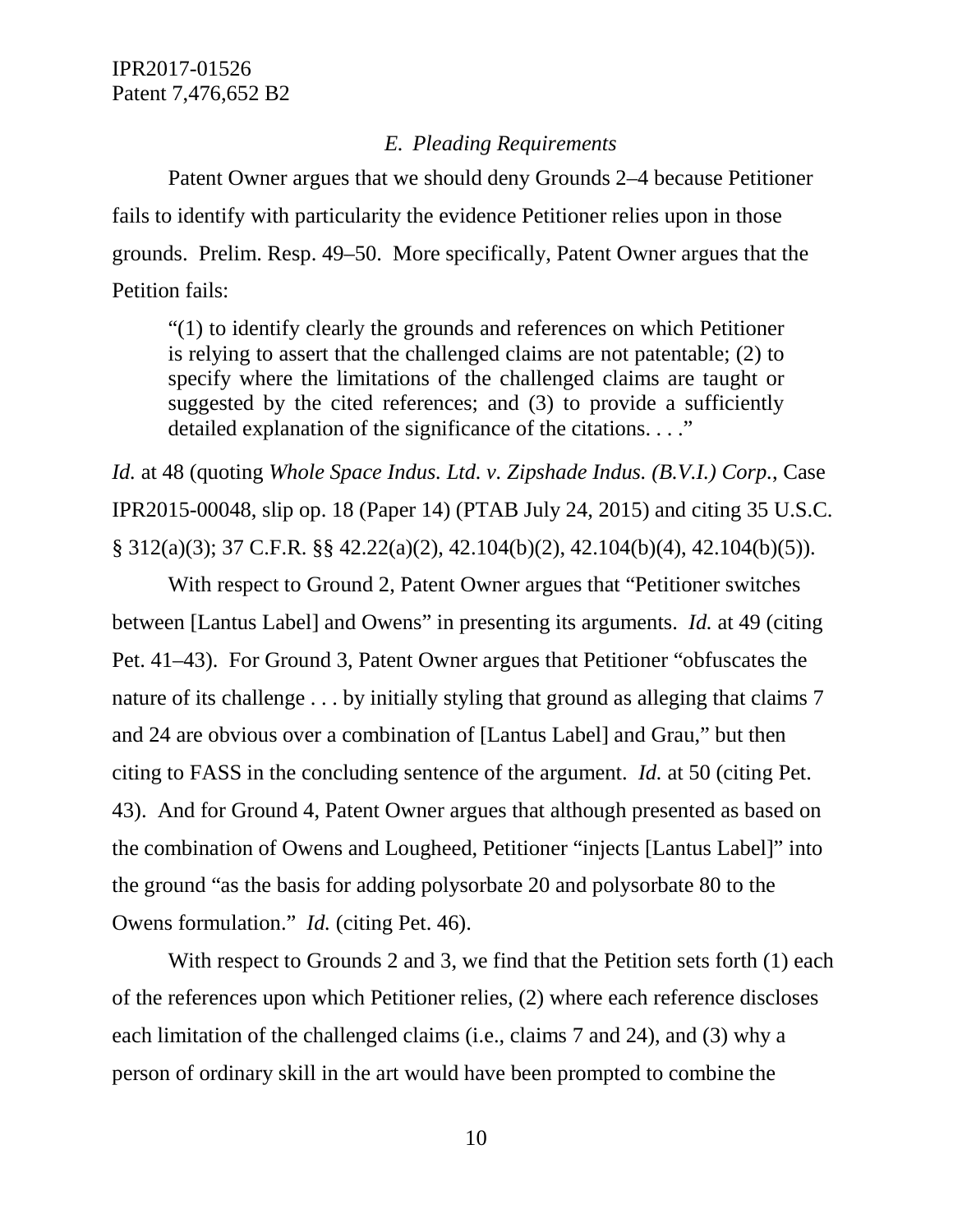### *E. Pleading Requirements*

Patent Owner argues that we should deny Grounds 2–4 because Petitioner fails to identify with particularity the evidence Petitioner relies upon in those grounds. Prelim. Resp. 49–50. More specifically, Patent Owner argues that the Petition fails:

> "(1) to identify clearly the grounds and references on which Petitioner is relying to assert that the challenged claims are not patentable; (2) to specify where the limitations of the challenged claims are taught or suggested by the cited references; and (3) to provide a sufficiently detailed explanation of the significance of the citations. . . ."

*Id.* at 48 (quoting *Whole Space Indus. Ltd. v. Zipshade Indus. (B.V.I.) Corp.*, Case IPR2015-00048, slip op. 18 (Paper 14) (PTAB July 24, 2015) and citing 35 U.S.C. § 312(a)(3); 37 C.F.R. §§ 42.22(a)(2), 42.104(b)(2), 42.104(b)(4), 42.104(b)(5)).

With respect to Ground 2, Patent Owner argues that "Petitioner switches between [Lantus Label] and Owens" in presenting its arguments. *Id.* at 49 (citing Pet. 41–43). For Ground 3, Patent Owner argues that Petitioner "obfuscates the nature of its challenge . . . by initially styling that ground as alleging that claims 7 and 24 are obvious over a combination of [Lantus Label] and Grau," but then citing to FASS in the concluding sentence of the argument. *Id.* at 50 (citing Pet. 43). And for Ground 4, Patent Owner argues that although presented as based on the combination of Owens and Lougheed, Petitioner "injects [Lantus Label]" into the ground "as the basis for adding polysorbate 20 and polysorbate 80 to the Owens formulation." *Id.* (citing Pet. 46).

With respect to Grounds 2 and 3, we find that the Petition sets forth (1) each of the references upon which Petitioner relies, (2) where each reference discloses each limitation of the challenged claims (i.e., claims 7 and 24), and (3) why a person of ordinary skill in the art would have been prompted to combine the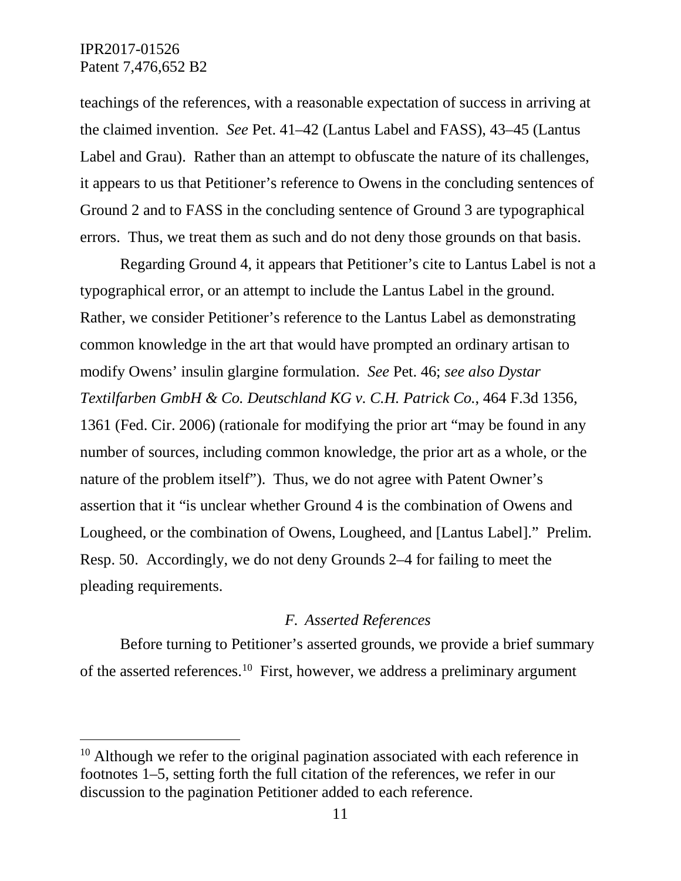teachings of the references, with a reasonable expectation of success in arriving at the claimed invention. *See* Pet. 41–42 (Lantus Label and FASS), 43–45 (Lantus Label and Grau). Rather than an attempt to obfuscate the nature of its challenges, it appears to us that Petitioner's reference to Owens in the concluding sentences of Ground 2 and to FASS in the concluding sentence of Ground 3 are typographical errors. Thus, we treat them as such and do not deny those grounds on that basis.

Regarding Ground 4, it appears that Petitioner's cite to Lantus Label is not a typographical error, or an attempt to include the Lantus Label in the ground. Rather, we consider Petitioner's reference to the Lantus Label as demonstrating common knowledge in the art that would have prompted an ordinary artisan to modify Owens' insulin glargine formulation. *See* Pet. 46; *see also Dystar Textilfarben GmbH & Co. Deutschland KG v. C.H. Patrick Co.*, 464 F.3d 1356, 1361 (Fed. Cir. 2006) (rationale for modifying the prior art "may be found in any number of sources, including common knowledge, the prior art as a whole, or the nature of the problem itself"). Thus, we do not agree with Patent Owner's assertion that it "is unclear whether Ground 4 is the combination of Owens and Lougheed, or the combination of Owens, Lougheed, and [Lantus Label]." Prelim. Resp. 50. Accordingly, we do not deny Grounds 2–4 for failing to meet the pleading requirements.

### *F. Asserted References*

Before turning to Petitioner's asserted grounds, we provide a brief summary of the asserted references.[10] First, however, we address a preliminary argument

[10] Although we refer to the original pagination associated with each reference in footnotes 1–5, setting forth the full citation of the references, we refer in our discussion to the pagination Petitioner added to each reference.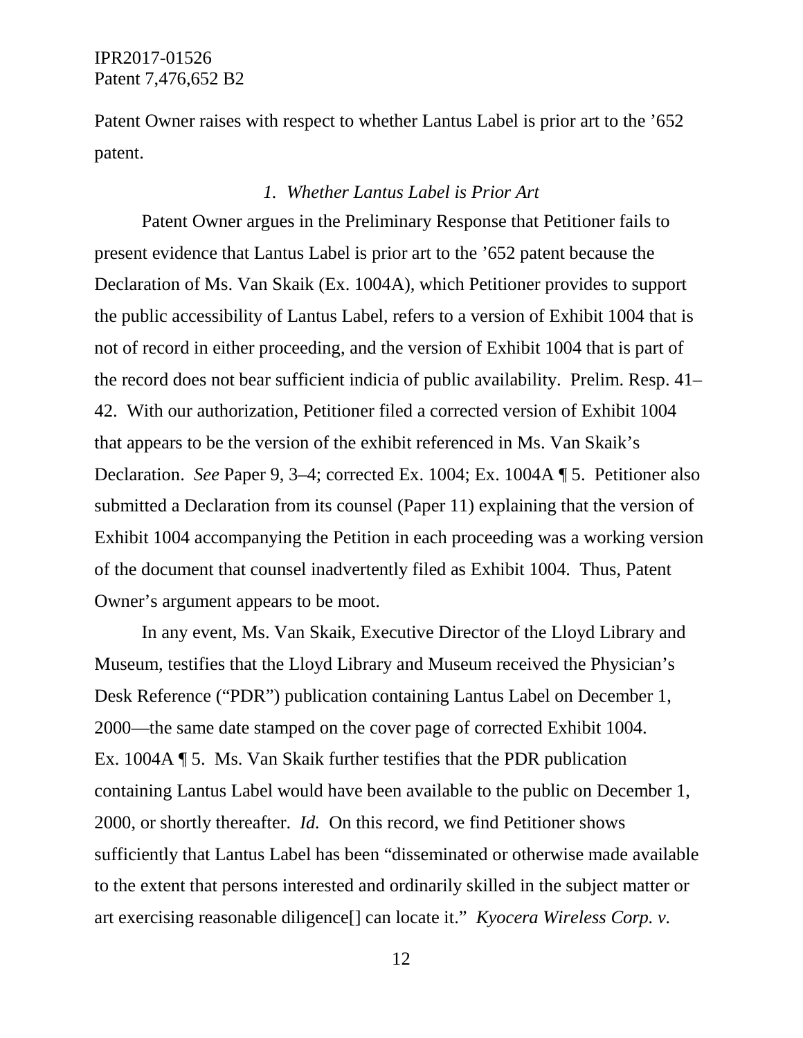Patent Owner raises with respect to whether Lantus Label is prior art to the ’652 patent.

### *1. Whether Lantus Label is Prior Art*

Patent Owner argues in the Preliminary Response that Petitioner fails to present evidence that Lantus Label is prior art to the ’652 patent because the Declaration of Ms. Van Skaik (Ex. 1004A), which Petitioner provides to support the public accessibility of Lantus Label, refers to a version of Exhibit 1004 that is not of record in either proceeding, and the version of Exhibit 1004 that is part of the record does not bear sufficient indicia of public availability. Prelim. Resp. 41–42. With our authorization, Petitioner filed a corrected version of Exhibit 1004 that appears to be the version of the exhibit referenced in Ms. Van Skaik’s Declaration. *See* Paper 9, 3–4; corrected Ex. 1004; Ex. 1004A ¶ 5. Petitioner also submitted a Declaration from its counsel (Paper 11) explaining that the version of Exhibit 1004 accompanying the Petition in each proceeding was a working version of the document that counsel inadvertently filed as Exhibit 1004. Thus, Patent Owner’s argument appears to be moot.

In any event, Ms. Van Skaik, Executive Director of the Lloyd Library and Museum, testifies that the Lloyd Library and Museum received the Physician’s Desk Reference (“PDR”) publication containing Lantus Label on December 1, 2000—the same date stamped on the cover page of corrected Exhibit 1004. Ex. 1004A ¶ 5. Ms. Van Skaik further testifies that the PDR publication containing Lantus Label would have been available to the public on December 1, 2000, or shortly thereafter. *Id.* On this record, we find Petitioner shows sufficiently that Lantus Label has been “disseminated or otherwise made available to the extent that persons interested and ordinarily skilled in the subject matter or art exercising reasonable diligence[] can locate it.” *Kyocera Wireless Corp. v.*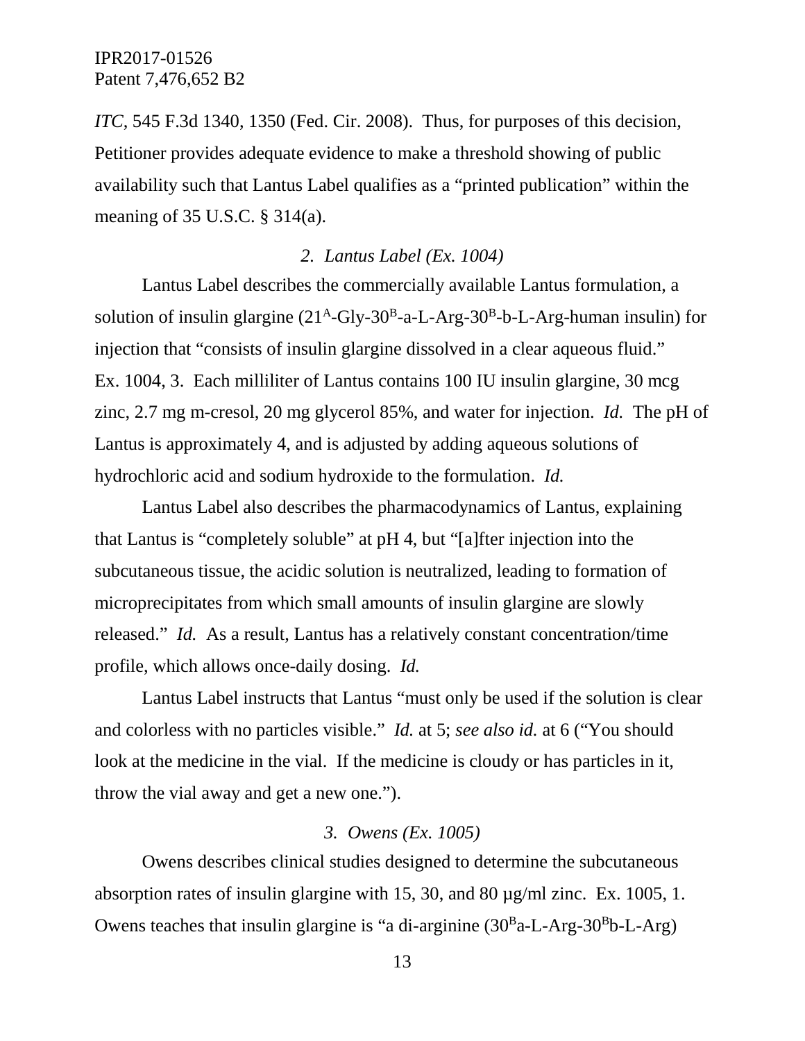*ITC*, 545 F.3d 1340, 1350 (Fed. Cir. 2008). Thus, for purposes of this decision, Petitioner provides adequate evidence to make a threshold showing of public availability such that Lantus Label qualifies as a "printed publication" within the meaning of 35 U.S.C. § 314(a).

### *2. Lantus Label (Ex. 1004)*

Lantus Label describes the commercially available Lantus formulation, a solution of insulin glargine ($21^{A}$-Gly-$30^{B}$-a-L-Arg-$30^{B}$-b-L-Arg-human insulin) for injection that "consists of insulin glargine dissolved in a clear aqueous fluid." Ex. 1004, 3. Each milliliter of Lantus contains 100 IU insulin glargine, 30 mcg zinc, 2.7 mg m-cresol, 20 mg glycerol 85%, and water for injection. *Id.* The pH of Lantus is approximately 4, and is adjusted by adding aqueous solutions of hydrochloric acid and sodium hydroxide to the formulation. *Id.*

Lantus Label also describes the pharmacodynamics of Lantus, explaining that Lantus is "completely soluble" at pH 4, but "[a]fter injection into the subcutaneous tissue, the acidic solution is neutralized, leading to formation of microprecipitates from which small amounts of insulin glargine are slowly released." *Id.* As a result, Lantus has a relatively constant concentration/time profile, which allows once-daily dosing. *Id.*

Lantus Label instructs that Lantus "must only be used if the solution is clear and colorless with no particles visible." *Id.* at 5; *see also id.* at 6 ("You should look at the medicine in the vial. If the medicine is cloudy or has particles in it, throw the vial away and get a new one.").

### *3. Owens (Ex. 1005)*

Owens describes clinical studies designed to determine the subcutaneous absorption rates of insulin glargine with 15, 30, and 80 µg/ml zinc. Ex. 1005, 1. Owens teaches that insulin glargine is "a di-arginine ($30^{B}$a-L-Arg-$30^{B}$b-L-Arg)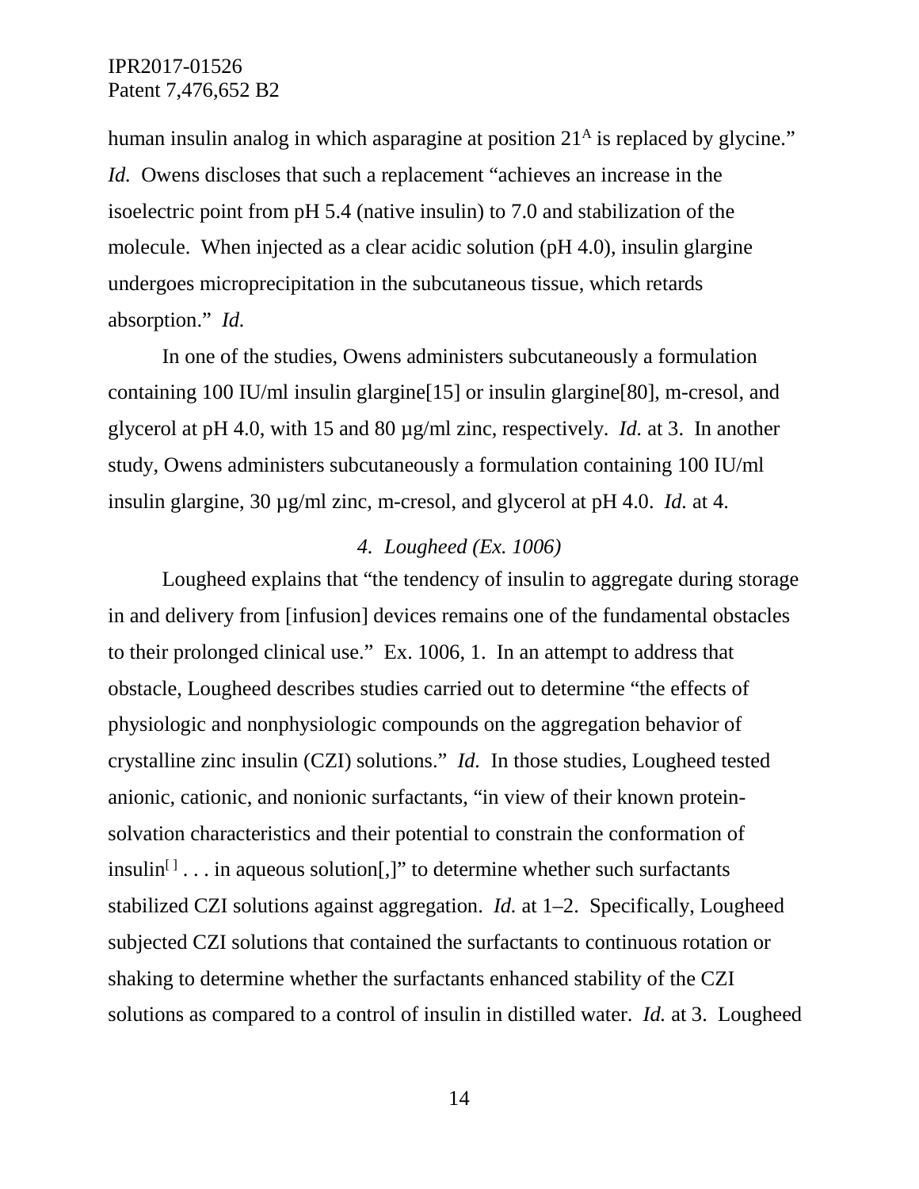human insulin analog in which asparagine at position $21^A$ is replaced by glycine." *Id.* Owens discloses that such a replacement "achieves an increase in the isoelectric point from pH 5.4 (native insulin) to 7.0 and stabilization of the molecule. When injected as a clear acidic solution (pH 4.0), insulin glargine undergoes microprecipitation in the subcutaneous tissue, which retards absorption." *Id.*

In one of the studies, Owens administers subcutaneously a formulation containing 100 IU/ml insulin glargine[15] or insulin glargine[80], m-cresol, and glycerol at pH 4.0, with 15 and 80 µg/ml zinc, respectively. *Id.* at 3. In another study, Owens administers subcutaneously a formulation containing 100 IU/ml insulin glargine, 30 µg/ml zinc, m-cresol, and glycerol at pH 4.0. *Id.* at 4.

### *4. Lougheed (Ex. 1006)*

Lougheed explains that "the tendency of insulin to aggregate during storage in and delivery from [infusion] devices remains one of the fundamental obstacles to their prolonged clinical use." Ex. 1006, 1. In an attempt to address that obstacle, Lougheed describes studies carried out to determine "the effects of physiologic and nonphysiologic compounds on the aggregation behavior of crystalline zinc insulin (CZI) solutions." *Id.* In those studies, Lougheed tested anionic, cationic, and nonionic surfactants, "in view of their known protein-solvation characteristics and their potential to constrain the conformation of insulin[ ] . . . in aqueous solution[,]" to determine whether such surfactants stabilized CZI solutions against aggregation. *Id.* at 1–2. Specifically, Lougheed subjected CZI solutions that contained the surfactants to continuous rotation or shaking to determine whether the surfactants enhanced stability of the CZI solutions as compared to a control of insulin in distilled water. *Id.* at 3. Lougheed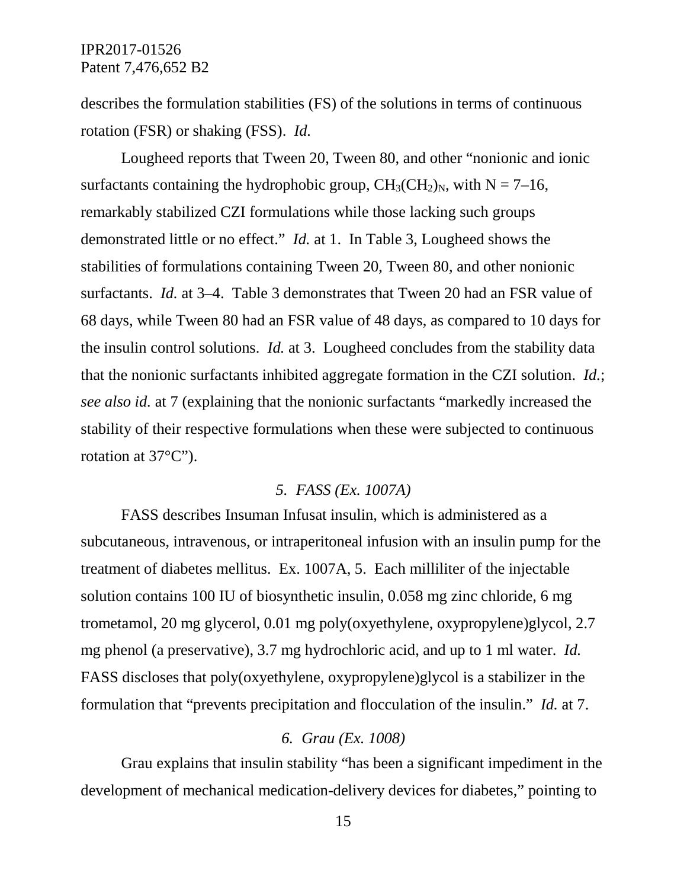describes the formulation stabilities (FS) of the solutions in terms of continuous rotation (FSR) or shaking (FSS). *Id.*

Lougheed reports that Tween 20, Tween 80, and other "nonionic and ionic surfactants containing the hydrophobic group, $CH_3(CH_2)_N$, with N = 7–16, remarkably stabilized CZI formulations while those lacking such groups demonstrated little or no effect." *Id.* at 1. In Table 3, Lougheed shows the stabilities of formulations containing Tween 20, Tween 80, and other nonionic surfactants. *Id.* at 3–4. Table 3 demonstrates that Tween 20 had an FSR value of 68 days, while Tween 80 had an FSR value of 48 days, as compared to 10 days for the insulin control solutions. *Id.* at 3. Lougheed concludes from the stability data that the nonionic surfactants inhibited aggregate formation in the CZI solution. *Id.*; *see also id.* at 7 (explaining that the nonionic surfactants "markedly increased the stability of their respective formulations when these were subjected to continuous rotation at 37°C").

### *5. FASS (Ex. 1007A)*

FASS describes Insuman Infusat insulin, which is administered as a subcutaneous, intravenous, or intraperitoneal infusion with an insulin pump for the treatment of diabetes mellitus. Ex. 1007A, 5. Each milliliter of the injectable solution contains 100 IU of biosynthetic insulin, 0.058 mg zinc chloride, 6 mg trometamol, 20 mg glycerol, 0.01 mg poly(oxyethylene, oxypropylene)glycol, 2.7 mg phenol (a preservative), 3.7 mg hydrochloric acid, and up to 1 ml water. *Id.* FASS discloses that poly(oxyethylene, oxypropylene)glycol is a stabilizer in the formulation that "prevents precipitation and flocculation of the insulin." *Id.* at 7.

### *6. Grau (Ex. 1008)*

Grau explains that insulin stability "has been a significant impediment in the development of mechanical medication-delivery devices for diabetes," pointing to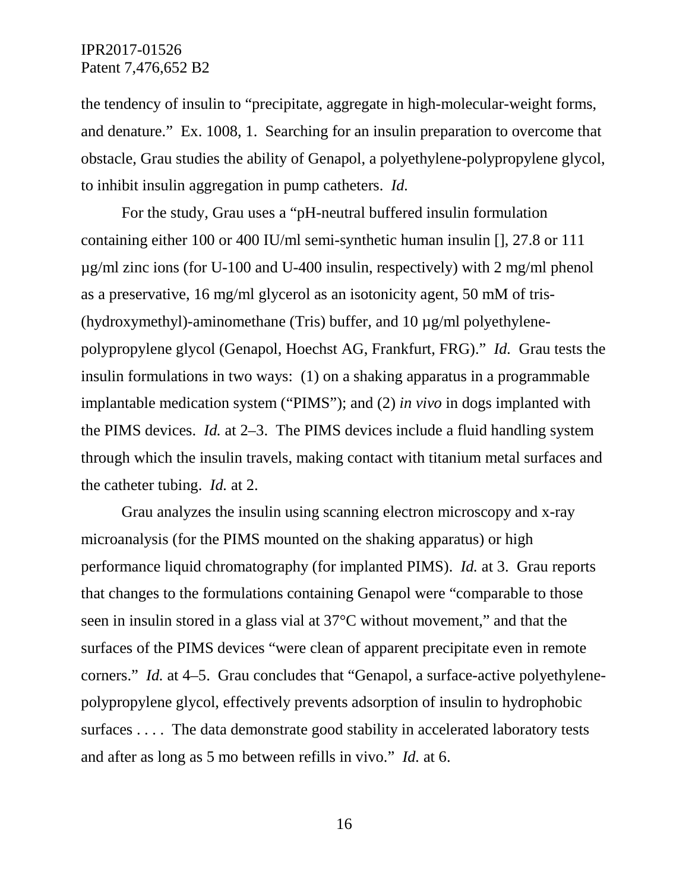the tendency of insulin to “precipitate, aggregate in high-molecular-weight forms, and denature.” Ex. 1008, 1. Searching for an insulin preparation to overcome that obstacle, Grau studies the ability of Genapol, a polyethylene-polypropylene glycol, to inhibit insulin aggregation in pump catheters. *Id.*

For the study, Grau uses a “pH-neutral buffered insulin formulation containing either 100 or 400 IU/ml semi-synthetic human insulin [], 27.8 or 111 µg/ml zinc ions (for U-100 and U-400 insulin, respectively) with 2 mg/ml phenol as a preservative, 16 mg/ml glycerol as an isotonicity agent, 50 mM of tris-(hydroxymethyl)-aminomethane (Tris) buffer, and 10 µg/ml polyethylene-polypropylene glycol (Genapol, Hoechst AG, Frankfurt, FRG).” *Id.* Grau tests the insulin formulations in two ways: (1) on a shaking apparatus in a programmable implantable medication system (“PIMS”); and (2) *in vivo* in dogs implanted with the PIMS devices. *Id.* at 2–3. The PIMS devices include a fluid handling system through which the insulin travels, making contact with titanium metal surfaces and the catheter tubing. *Id.* at 2.

Grau analyzes the insulin using scanning electron microscopy and x-ray microanalysis (for the PIMS mounted on the shaking apparatus) or high performance liquid chromatography (for implanted PIMS). *Id.* at 3. Grau reports that changes to the formulations containing Genapol were “comparable to those seen in insulin stored in a glass vial at 37°C without movement,” and that the surfaces of the PIMS devices “were clean of apparent precipitate even in remote corners.” *Id.* at 4–5. Grau concludes that “Genapol, a surface-active polyethylene-polypropylene glycol, effectively prevents adsorption of insulin to hydrophobic surfaces . . . . The data demonstrate good stability in accelerated laboratory tests and after as long as 5 mo between refills in vivo.” *Id.* at 6.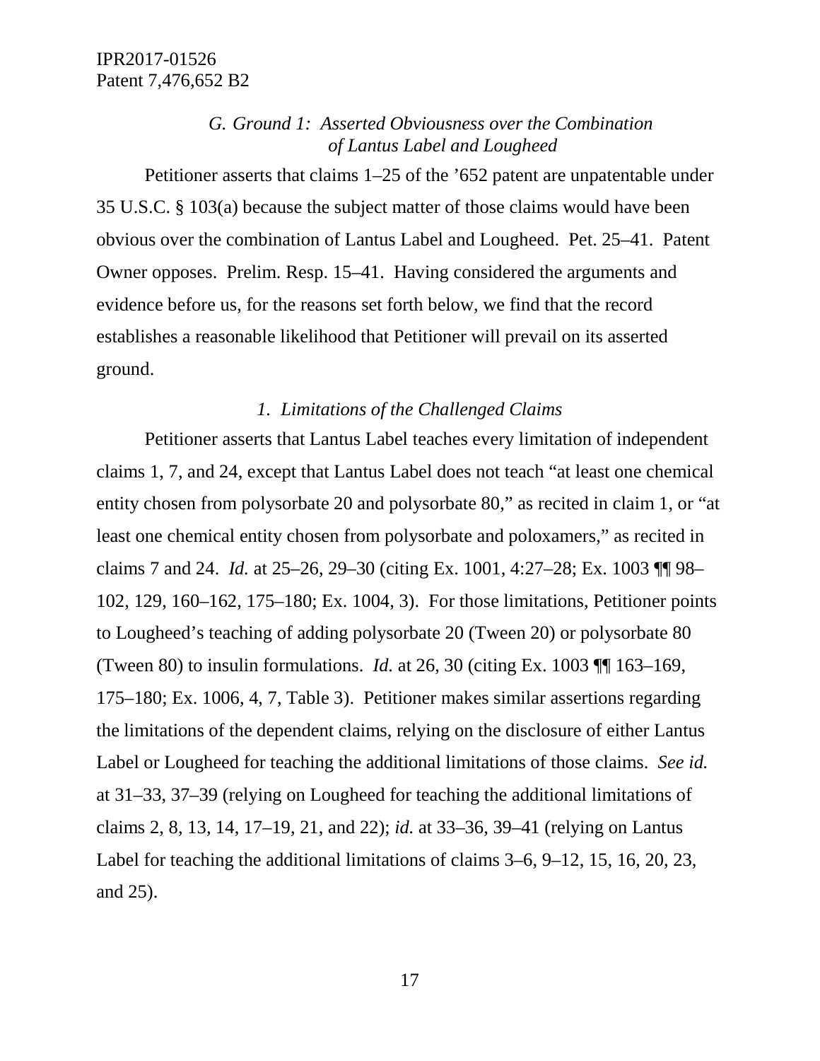### *G. Ground 1: Asserted Obviousness over the Combination of Lantus Label and Lougheed*

Petitioner asserts that claims 1–25 of the ’652 patent are unpatentable under 35 U.S.C. § 103(a) because the subject matter of those claims would have been obvious over the combination of Lantus Label and Lougheed. Pet. 25–41. Patent Owner opposes. Prelim. Resp. 15–41. Having considered the arguments and evidence before us, for the reasons set forth below, we find that the record establishes a reasonable likelihood that Petitioner will prevail on its asserted ground.

#### *1. Limitations of the Challenged Claims*

Petitioner asserts that Lantus Label teaches every limitation of independent claims 1, 7, and 24, except that Lantus Label does not teach "at least one chemical entity chosen from polysorbate 20 and polysorbate 80," as recited in claim 1, or "at least one chemical entity chosen from polysorbate and poloxamers," as recited in claims 7 and 24. *Id.* at 25–26, 29–30 (citing Ex. 1001, 4:27–28; Ex. 1003 ¶¶ 98–102, 129, 160–162, 175–180; Ex. 1004, 3). For those limitations, Petitioner points to Lougheed's teaching of adding polysorbate 20 (Tween 20) or polysorbate 80 (Tween 80) to insulin formulations. *Id.* at 26, 30 (citing Ex. 1003 ¶¶ 163–169, 175–180; Ex. 1006, 4, 7, Table 3). Petitioner makes similar assertions regarding the limitations of the dependent claims, relying on the disclosure of either Lantus Label or Lougheed for teaching the additional limitations of those claims. *See id.* at 31–33, 37–39 (relying on Lougheed for teaching the additional limitations of claims 2, 8, 13, 14, 17–19, 21, and 22); *id.* at 33–36, 39–41 (relying on Lantus Label for teaching the additional limitations of claims 3–6, 9–12, 15, 16, 20, 23, and 25).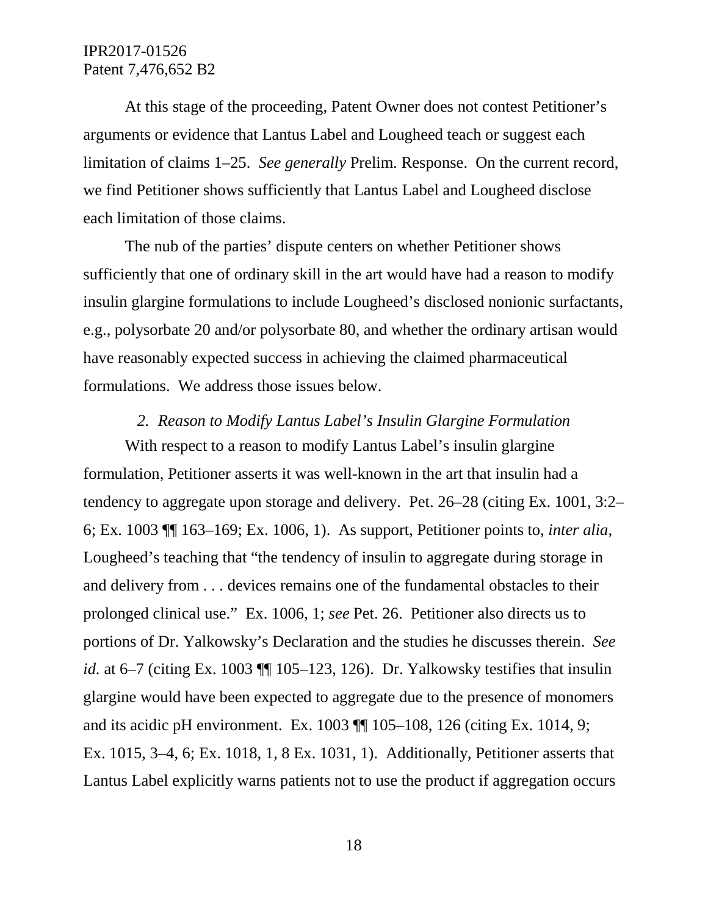At this stage of the proceeding, Patent Owner does not contest Petitioner's arguments or evidence that Lantus Label and Lougheed teach or suggest each limitation of claims 1–25. *See generally* Prelim. Response. On the current record, we find Petitioner shows sufficiently that Lantus Label and Lougheed disclose each limitation of those claims.

The nub of the parties' dispute centers on whether Petitioner shows sufficiently that one of ordinary skill in the art would have had a reason to modify insulin glargine formulations to include Lougheed's disclosed nonionic surfactants, e.g., polysorbate 20 and/or polysorbate 80, and whether the ordinary artisan would have reasonably expected success in achieving the claimed pharmaceutical formulations. We address those issues below.

*2. Reason to Modify Lantus Label's Insulin Glargine Formulation*

With respect to a reason to modify Lantus Label's insulin glargine formulation, Petitioner asserts it was well-known in the art that insulin had a tendency to aggregate upon storage and delivery. Pet. 26–28 (citing Ex. 1001, 3:2–6; Ex. 1003 ¶¶ 163–169; Ex. 1006, 1). As support, Petitioner points to, *inter alia*, Lougheed's teaching that "the tendency of insulin to aggregate during storage in and delivery from . . . devices remains one of the fundamental obstacles to their prolonged clinical use." Ex. 1006, 1; *see* Pet. 26. Petitioner also directs us to portions of Dr. Yalkowsky's Declaration and the studies he discusses therein. *See id.* at 6–7 (citing Ex. 1003 ¶¶ 105–123, 126). Dr. Yalkowsky testifies that insulin glargine would have been expected to aggregate due to the presence of monomers and its acidic pH environment. Ex. 1003 ¶¶ 105–108, 126 (citing Ex. 1014, 9; Ex. 1015, 3–4, 6; Ex. 1018, 1, 8 Ex. 1031, 1). Additionally, Petitioner asserts that Lantus Label explicitly warns patients not to use the product if aggregation occurs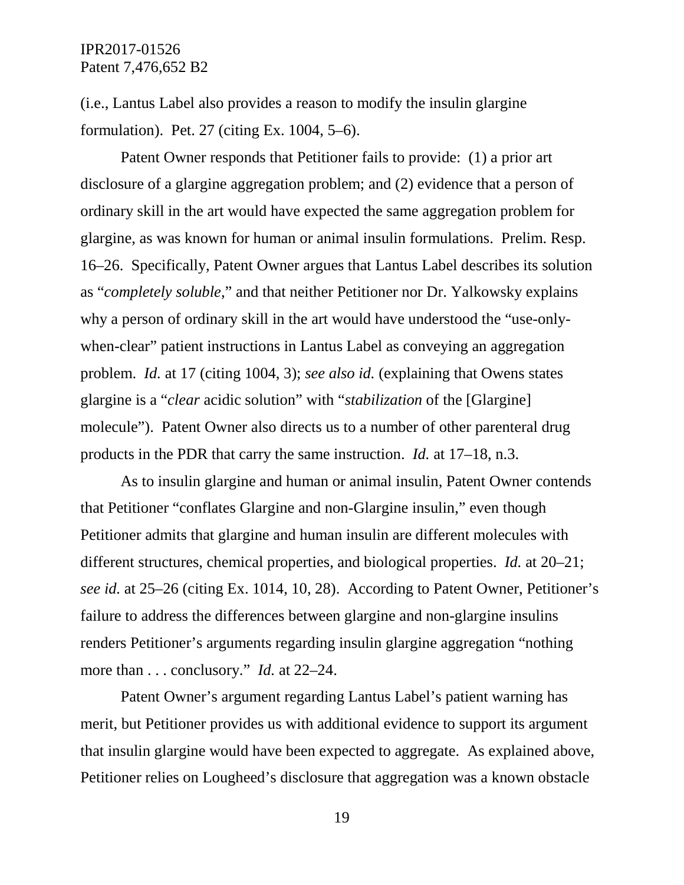(i.e., Lantus Label also provides a reason to modify the insulin glargine formulation). Pet. 27 (citing Ex. 1004, 5–6).

Patent Owner responds that Petitioner fails to provide: (1) a prior art disclosure of a glargine aggregation problem; and (2) evidence that a person of ordinary skill in the art would have expected the same aggregation problem for glargine, as was known for human or animal insulin formulations. Prelim. Resp. 16–26. Specifically, Patent Owner argues that Lantus Label describes its solution as "*completely soluble*," and that neither Petitioner nor Dr. Yalkowsky explains why a person of ordinary skill in the art would have understood the "use-only-when-clear" patient instructions in Lantus Label as conveying an aggregation problem. *Id.* at 17 (citing 1004, 3); *see also id.* (explaining that Owens states glargine is a "*clear* acidic solution" with "*stabilization* of the [Glargine] molecule"). Patent Owner also directs us to a number of other parenteral drug products in the PDR that carry the same instruction. *Id.* at 17–18, n.3.

As to insulin glargine and human or animal insulin, Patent Owner contends that Petitioner "conflates Glargine and non-Glargine insulin," even though Petitioner admits that glargine and human insulin are different molecules with different structures, chemical properties, and biological properties. *Id.* at 20–21; *see id.* at 25–26 (citing Ex. 1014, 10, 28). According to Patent Owner, Petitioner's failure to address the differences between glargine and non-glargine insulins renders Petitioner's arguments regarding insulin glargine aggregation "nothing more than . . . conclusory." *Id.* at 22–24.

Patent Owner's argument regarding Lantus Label's patient warning has merit, but Petitioner provides us with additional evidence to support its argument that insulin glargine would have been expected to aggregate. As explained above, Petitioner relies on Lougheed's disclosure that aggregation was a known obstacle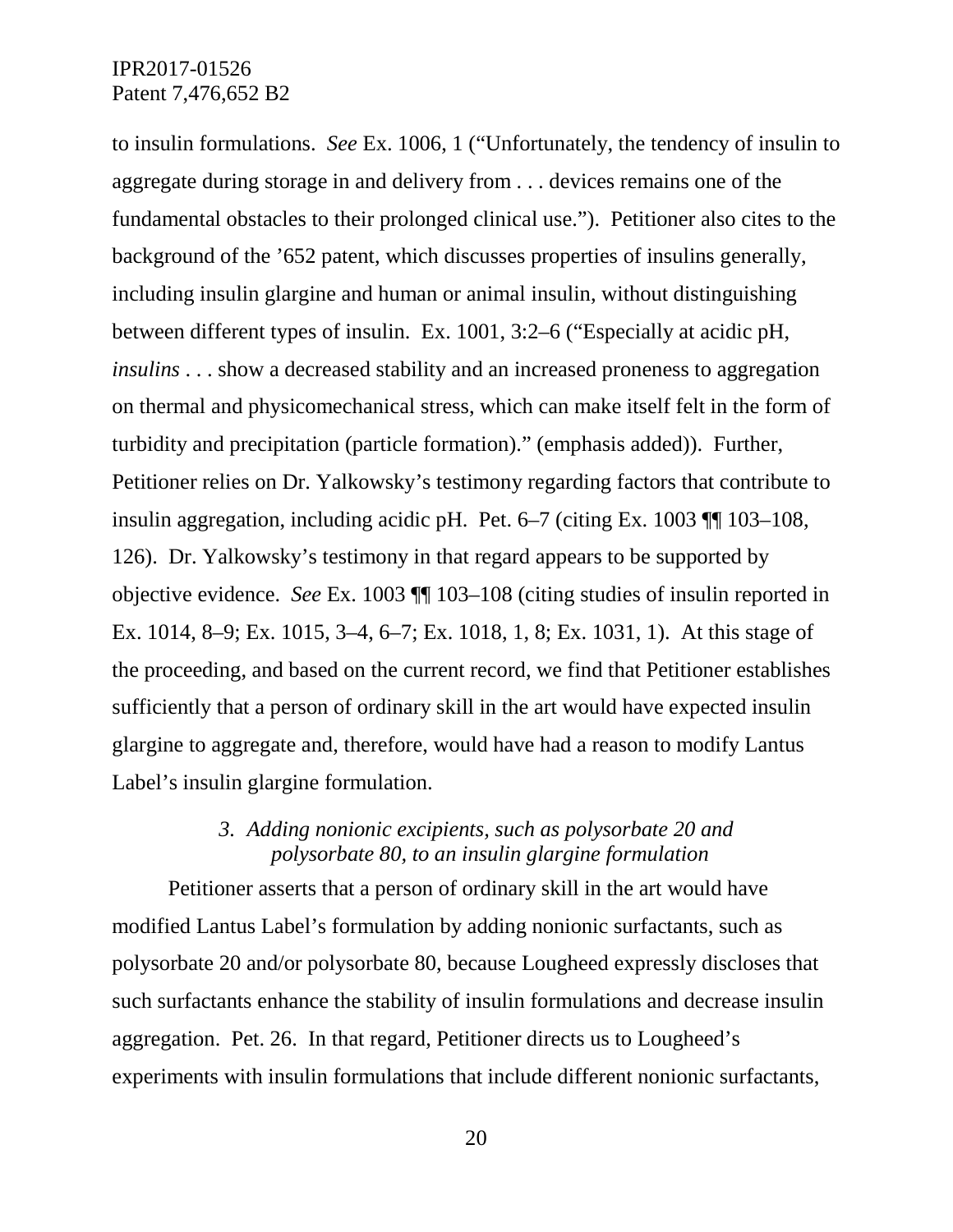to insulin formulations. *See* Ex. 1006, 1 ("Unfortunately, the tendency of insulin to aggregate during storage in and delivery from . . . devices remains one of the fundamental obstacles to their prolonged clinical use."). Petitioner also cites to the background of the '652 patent, which discusses properties of insulins generally, including insulin glargine and human or animal insulin, without distinguishing between different types of insulin. Ex. 1001, 3:2–6 ("Especially at acidic pH, *insulins* . . . show a decreased stability and an increased proneness to aggregation on thermal and physicomechanical stress, which can make itself felt in the form of turbidity and precipitation (particle formation)." (emphasis added)). Further, Petitioner relies on Dr. Yalkowsky's testimony regarding factors that contribute to insulin aggregation, including acidic pH. Pet. 6–7 (citing Ex. 1003 ¶¶ 103–108, 126). Dr. Yalkowsky's testimony in that regard appears to be supported by objective evidence. *See* Ex. 1003 ¶¶ 103–108 (citing studies of insulin reported in Ex. 1014, 8–9; Ex. 1015, 3–4, 6–7; Ex. 1018, 1, 8; Ex. 1031, 1). At this stage of the proceeding, and based on the current record, we find that Petitioner establishes sufficiently that a person of ordinary skill in the art would have expected insulin glargine to aggregate and, therefore, would have had a reason to modify Lantus Label's insulin glargine formulation.

#### *3. Adding nonionic excipients, such as polysorbate 20 and polysorbate 80, to an insulin glargine formulation*

Petitioner asserts that a person of ordinary skill in the art would have modified Lantus Label's formulation by adding nonionic surfactants, such as polysorbate 20 and/or polysorbate 80, because Lougheed expressly discloses that such surfactants enhance the stability of insulin formulations and decrease insulin aggregation. Pet. 26. In that regard, Petitioner directs us to Lougheed's experiments with insulin formulations that include different nonionic surfactants,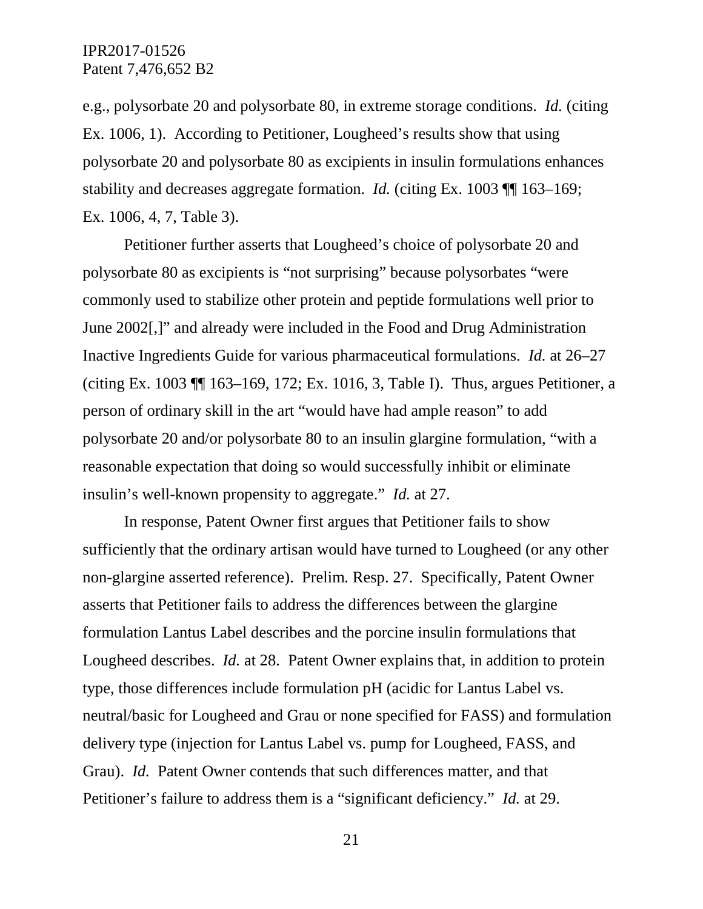e.g., polysorbate 20 and polysorbate 80, in extreme storage conditions. *Id.* (citing Ex. 1006, 1). According to Petitioner, Lougheed's results show that using polysorbate 20 and polysorbate 80 as excipients in insulin formulations enhances stability and decreases aggregate formation. *Id.* (citing Ex. 1003 ¶¶ 163–169; Ex. 1006, 4, 7, Table 3).

Petitioner further asserts that Lougheed's choice of polysorbate 20 and polysorbate 80 as excipients is "not surprising" because polysorbates "were commonly used to stabilize other protein and peptide formulations well prior to June 2002[,]" and already were included in the Food and Drug Administration Inactive Ingredients Guide for various pharmaceutical formulations. *Id.* at 26–27 (citing Ex. 1003 ¶¶ 163–169, 172; Ex. 1016, 3, Table I). Thus, argues Petitioner, a person of ordinary skill in the art "would have had ample reason" to add polysorbate 20 and/or polysorbate 80 to an insulin glargine formulation, "with a reasonable expectation that doing so would successfully inhibit or eliminate insulin's well-known propensity to aggregate." *Id.* at 27.

In response, Patent Owner first argues that Petitioner fails to show sufficiently that the ordinary artisan would have turned to Lougheed (or any other non-glargine asserted reference). Prelim. Resp. 27. Specifically, Patent Owner asserts that Petitioner fails to address the differences between the glargine formulation Lantus Label describes and the porcine insulin formulations that Lougheed describes. *Id.* at 28. Patent Owner explains that, in addition to protein type, those differences include formulation pH (acidic for Lantus Label vs. neutral/basic for Lougheed and Grau or none specified for FASS) and formulation delivery type (injection for Lantus Label vs. pump for Lougheed, FASS, and Grau). *Id.* Patent Owner contends that such differences matter, and that Petitioner's failure to address them is a "significant deficiency." *Id.* at 29.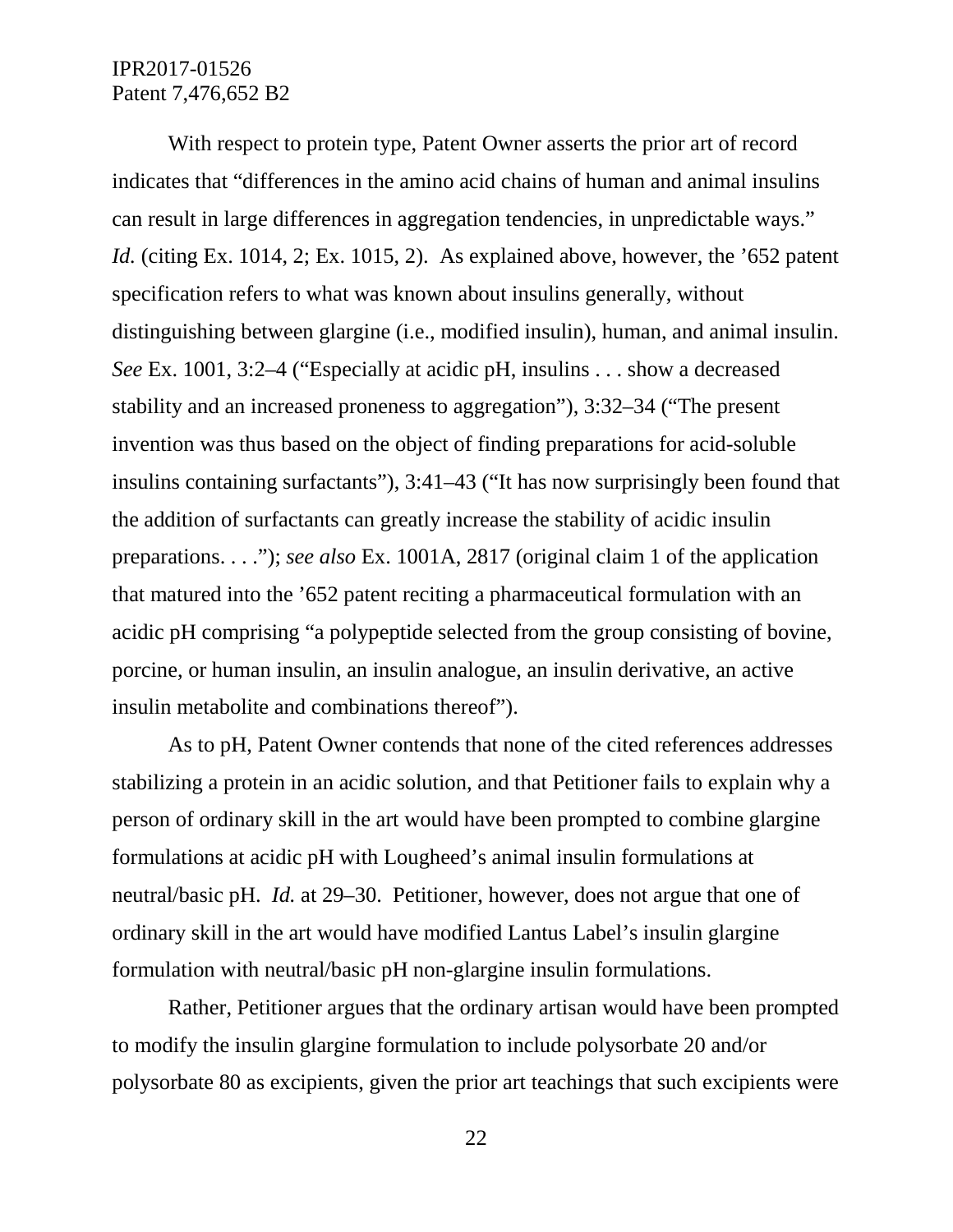With respect to protein type, Patent Owner asserts the prior art of record indicates that "differences in the amino acid chains of human and animal insulins can result in large differences in aggregation tendencies, in unpredictable ways." *Id.* (citing Ex. 1014, 2; Ex. 1015, 2). As explained above, however, the '652 patent specification refers to what was known about insulins generally, without distinguishing between glargine (i.e., modified insulin), human, and animal insulin. *See* Ex. 1001, 3:2–4 ("Especially at acidic pH, insulins . . . show a decreased stability and an increased proneness to aggregation"), 3:32–34 ("The present invention was thus based on the object of finding preparations for acid-soluble insulins containing surfactants"), 3:41–43 ("It has now surprisingly been found that the addition of surfactants can greatly increase the stability of acidic insulin preparations. . . ."); *see also* Ex. 1001A, 2817 (original claim 1 of the application that matured into the '652 patent reciting a pharmaceutical formulation with an acidic pH comprising "a polypeptide selected from the group consisting of bovine, porcine, or human insulin, an insulin analogue, an insulin derivative, an active insulin metabolite and combinations thereof").

As to pH, Patent Owner contends that none of the cited references addresses stabilizing a protein in an acidic solution, and that Petitioner fails to explain why a person of ordinary skill in the art would have been prompted to combine glargine formulations at acidic pH with Lougheed's animal insulin formulations at neutral/basic pH. *Id.* at 29–30. Petitioner, however, does not argue that one of ordinary skill in the art would have modified Lantus Label's insulin glargine formulation with neutral/basic pH non-glargine insulin formulations.

Rather, Petitioner argues that the ordinary artisan would have been prompted to modify the insulin glargine formulation to include polysorbate 20 and/or polysorbate 80 as excipients, given the prior art teachings that such excipients were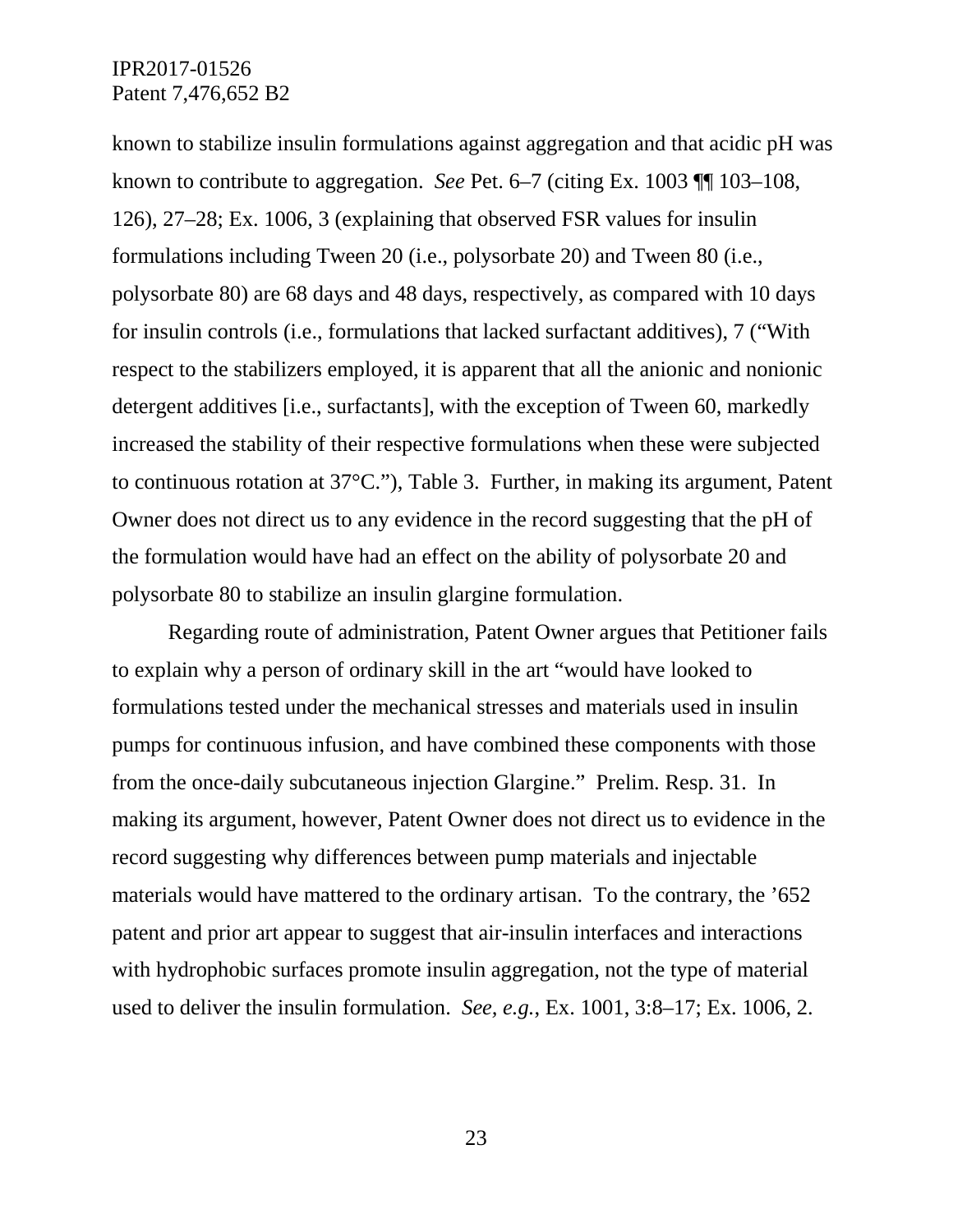known to stabilize insulin formulations against aggregation and that acidic pH was known to contribute to aggregation. *See* Pet. 6–7 (citing Ex. 1003 ¶¶ 103–108, 126), 27–28; Ex. 1006, 3 (explaining that observed FSR values for insulin formulations including Tween 20 (i.e., polysorbate 20) and Tween 80 (i.e., polysorbate 80) are 68 days and 48 days, respectively, as compared with 10 days for insulin controls (i.e., formulations that lacked surfactant additives), 7 ("With respect to the stabilizers employed, it is apparent that all the anionic and nonionic detergent additives [i.e., surfactants], with the exception of Tween 60, markedly increased the stability of their respective formulations when these were subjected to continuous rotation at 37°C."), Table 3. Further, in making its argument, Patent Owner does not direct us to any evidence in the record suggesting that the pH of the formulation would have had an effect on the ability of polysorbate 20 and polysorbate 80 to stabilize an insulin glargine formulation.

Regarding route of administration, Patent Owner argues that Petitioner fails to explain why a person of ordinary skill in the art "would have looked to formulations tested under the mechanical stresses and materials used in insulin pumps for continuous infusion, and have combined these components with those from the once-daily subcutaneous injection Glargine." Prelim. Resp. 31. In making its argument, however, Patent Owner does not direct us to evidence in the record suggesting why differences between pump materials and injectable materials would have mattered to the ordinary artisan. To the contrary, the '652 patent and prior art appear to suggest that air-insulin interfaces and interactions with hydrophobic surfaces promote insulin aggregation, not the type of material used to deliver the insulin formulation. *See, e.g.*, Ex. 1001, 3:8–17; Ex. 1006, 2.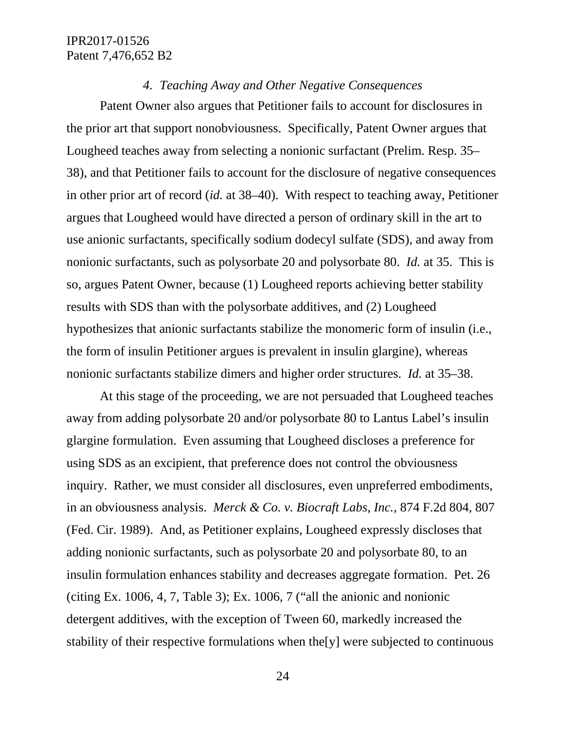#### *4. Teaching Away and Other Negative Consequences*

Patent Owner also argues that Petitioner fails to account for disclosures in the prior art that support nonobviousness. Specifically, Patent Owner argues that Lougheed teaches away from selecting a nonionic surfactant (Prelim. Resp. 35–38), and that Petitioner fails to account for the disclosure of negative consequences in other prior art of record (*id.* at 38–40). With respect to teaching away, Petitioner argues that Lougheed would have directed a person of ordinary skill in the art to use anionic surfactants, specifically sodium dodecyl sulfate (SDS), and away from nonionic surfactants, such as polysorbate 20 and polysorbate 80. *Id.* at 35. This is so, argues Patent Owner, because (1) Lougheed reports achieving better stability results with SDS than with the polysorbate additives, and (2) Lougheed hypothesizes that anionic surfactants stabilize the monomeric form of insulin (i.e., the form of insulin Petitioner argues is prevalent in insulin glargine), whereas nonionic surfactants stabilize dimers and higher order structures. *Id.* at 35–38.

At this stage of the proceeding, we are not persuaded that Lougheed teaches away from adding polysorbate 20 and/or polysorbate 80 to Lantus Label's insulin glargine formulation. Even assuming that Lougheed discloses a preference for using SDS as an excipient, that preference does not control the obviousness inquiry. Rather, we must consider all disclosures, even unpreferred embodiments, in an obviousness analysis. *Merck & Co. v. Biocraft Labs, Inc.*, 874 F.2d 804, 807 (Fed. Cir. 1989). And, as Petitioner explains, Lougheed expressly discloses that adding nonionic surfactants, such as polysorbate 20 and polysorbate 80, to an insulin formulation enhances stability and decreases aggregate formation. Pet. 26 (citing Ex. 1006, 4, 7, Table 3); Ex. 1006, 7 ("all the anionic and nonionic detergent additives, with the exception of Tween 60, markedly increased the stability of their respective formulations when the[y] were subjected to continuous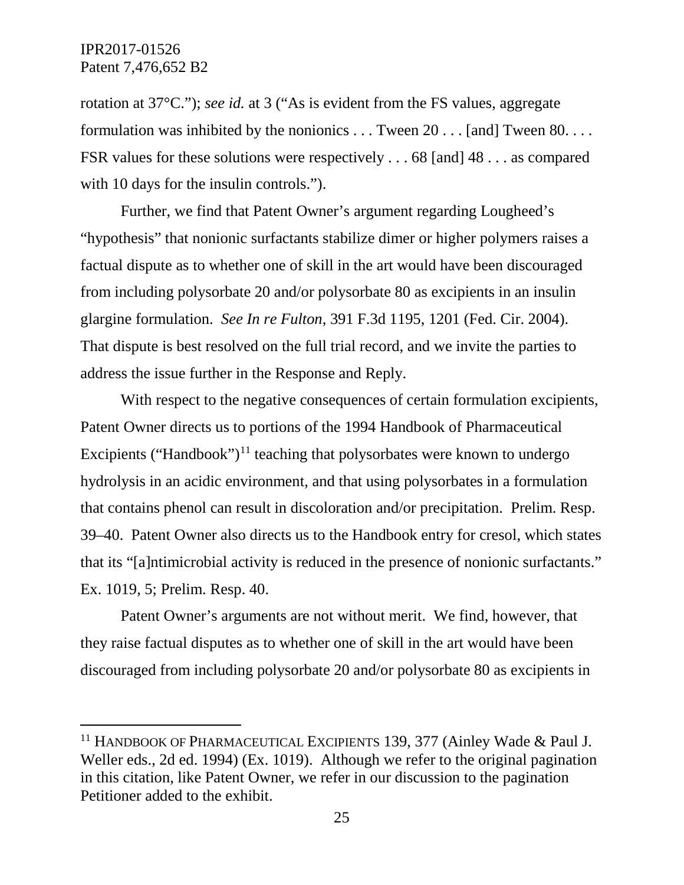rotation at 37°C."); *see id.* at 3 ("As is evident from the FS values, aggregate formulation was inhibited by the nonionics . . . Tween 20 . . . [and] Tween 80. . . . FSR values for these solutions were respectively . . . 68 [and] 48 . . . as compared with 10 days for the insulin controls.").

Further, we find that Patent Owner's argument regarding Lougheed's "hypothesis" that nonionic surfactants stabilize dimer or higher polymers raises a factual dispute as to whether one of skill in the art would have been discouraged from including polysorbate 20 and/or polysorbate 80 as excipients in an insulin glargine formulation. *See In re Fulton*, 391 F.3d 1195, 1201 (Fed. Cir. 2004). That dispute is best resolved on the full trial record, and we invite the parties to address the issue further in the Response and Reply.

With respect to the negative consequences of certain formulation excipients, Patent Owner directs us to portions of the 1994 Handbook of Pharmaceutical Excipients ("Handbook")[11] teaching that polysorbates were known to undergo hydrolysis in an acidic environment, and that using polysorbates in a formulation that contains phenol can result in discoloration and/or precipitation. Prelim. Resp. 39–40. Patent Owner also directs us to the Handbook entry for cresol, which states that its "[a]ntimicrobial activity is reduced in the presence of nonionic surfactants." Ex. 1019, 5; Prelim. Resp. 40.

Patent Owner's arguments are not without merit. We find, however, that they raise factual disputes as to whether one of skill in the art would have been discouraged from including polysorbate 20 and/or polysorbate 80 as excipients in

---

[11] HANDBOOK OF PHARMACEUTICAL EXCIPIENTS 139, 377 (Ainley Wade & Paul J. Weller eds., 2d ed. 1994) (Ex. 1019). Although we refer to the original pagination in this citation, like Patent Owner, we refer in our discussion to the pagination Petitioner added to the exhibit.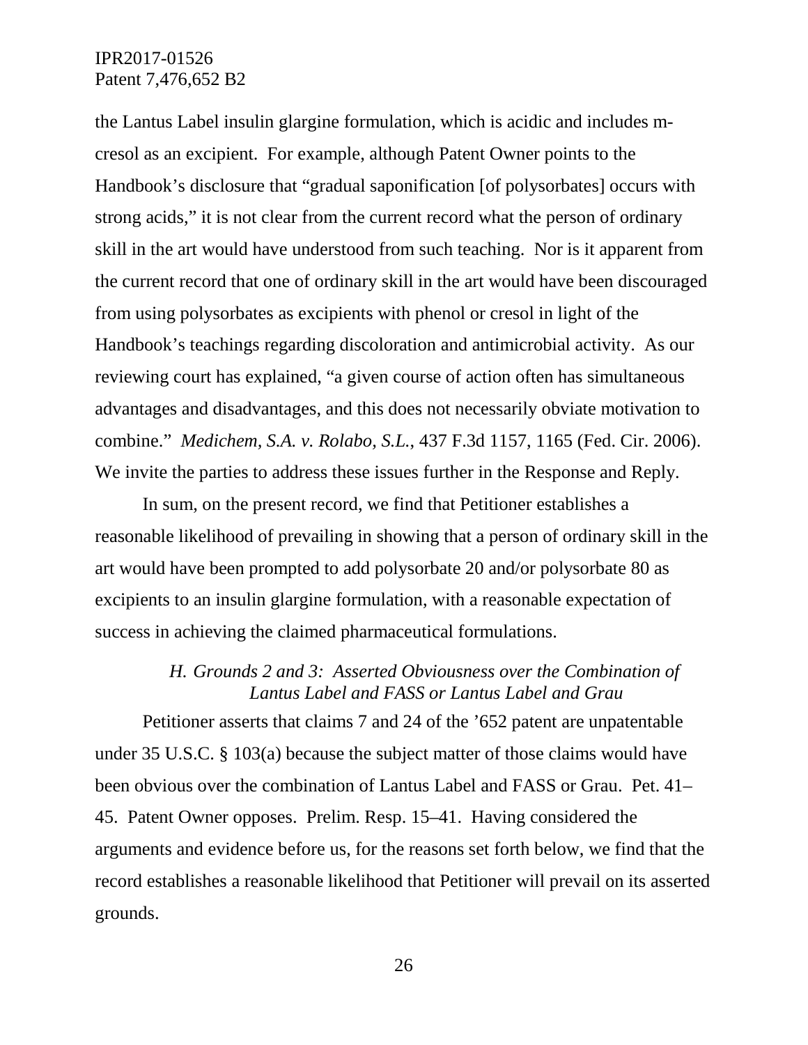the Lantus Label insulin glargine formulation, which is acidic and includes m-cresol as an excipient. For example, although Patent Owner points to the Handbook's disclosure that "gradual saponification [of polysorbates] occurs with strong acids," it is not clear from the current record what the person of ordinary skill in the art would have understood from such teaching. Nor is it apparent from the current record that one of ordinary skill in the art would have been discouraged from using polysorbates as excipients with phenol or cresol in light of the Handbook's teachings regarding discoloration and antimicrobial activity. As our reviewing court has explained, "a given course of action often has simultaneous advantages and disadvantages, and this does not necessarily obviate motivation to combine." *Medichem, S.A. v. Rolabo, S.L.*, 437 F.3d 1157, 1165 (Fed. Cir. 2006). We invite the parties to address these issues further in the Response and Reply.

In sum, on the present record, we find that Petitioner establishes a reasonable likelihood of prevailing in showing that a person of ordinary skill in the art would have been prompted to add polysorbate 20 and/or polysorbate 80 as excipients to an insulin glargine formulation, with a reasonable expectation of success in achieving the claimed pharmaceutical formulations.

### *H. Grounds 2 and 3: Asserted Obviousness over the Combination of Lantus Label and FASS or Lantus Label and Grau*

Petitioner asserts that claims 7 and 24 of the '652 patent are unpatentable under 35 U.S.C. § 103(a) because the subject matter of those claims would have been obvious over the combination of Lantus Label and FASS or Grau. Pet. 41–45. Patent Owner opposes. Prelim. Resp. 15–41. Having considered the arguments and evidence before us, for the reasons set forth below, we find that the record establishes a reasonable likelihood that Petitioner will prevail on its asserted grounds.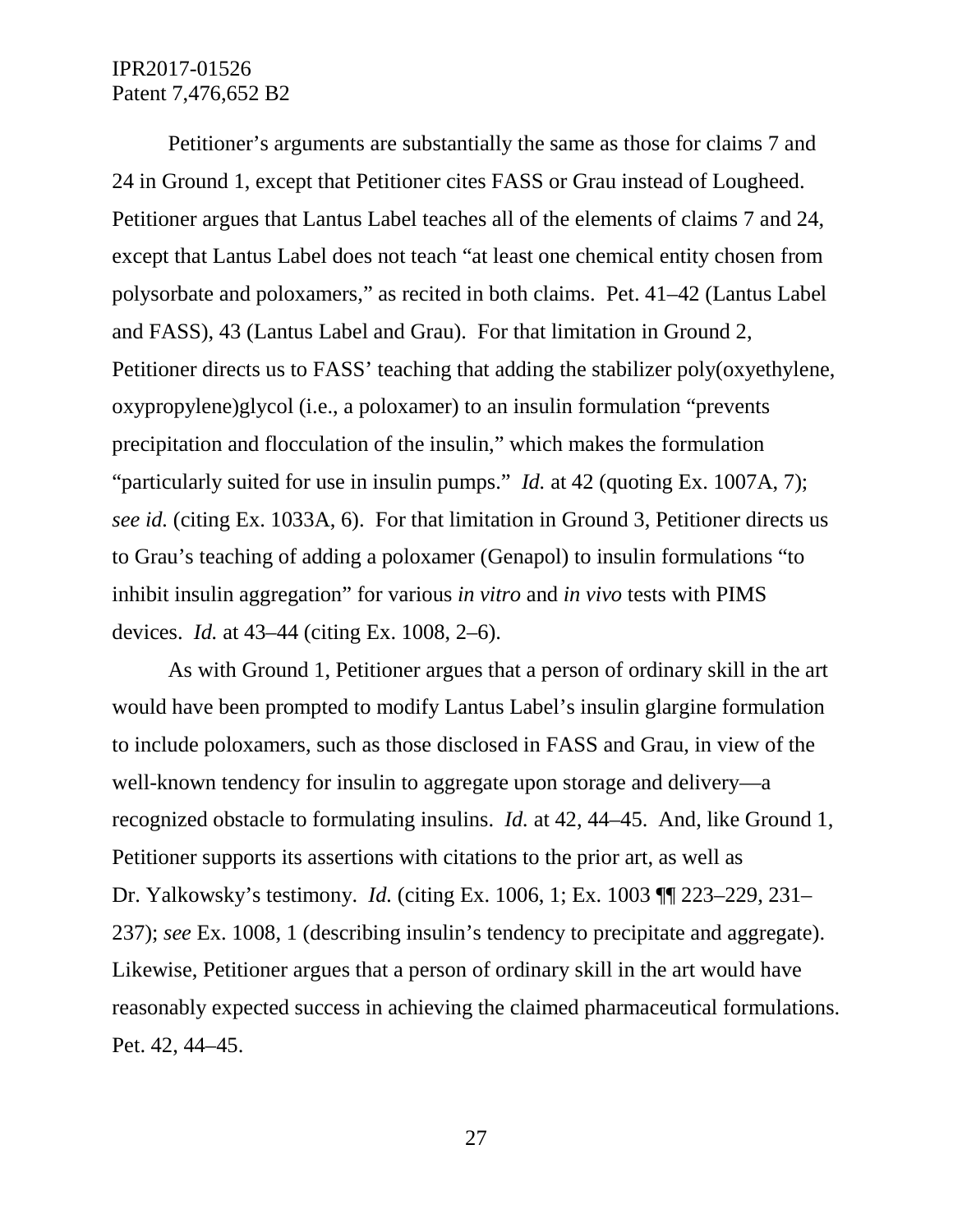Petitioner's arguments are substantially the same as those for claims 7 and 24 in Ground 1, except that Petitioner cites FASS or Grau instead of Lougheed. Petitioner argues that Lantus Label teaches all of the elements of claims 7 and 24, except that Lantus Label does not teach "at least one chemical entity chosen from polysorbate and poloxamers," as recited in both claims. Pet. 41–42 (Lantus Label and FASS), 43 (Lantus Label and Grau). For that limitation in Ground 2, Petitioner directs us to FASS' teaching that adding the stabilizer poly(oxyethylene, oxypropylene)glycol (i.e., a poloxamer) to an insulin formulation "prevents precipitation and flocculation of the insulin," which makes the formulation "particularly suited for use in insulin pumps." *Id.* at 42 (quoting Ex. 1007A, 7); *see id.* (citing Ex. 1033A, 6). For that limitation in Ground 3, Petitioner directs us to Grau's teaching of adding a poloxamer (Genapol) to insulin formulations "to inhibit insulin aggregation" for various *in vitro* and *in vivo* tests with PIMS devices. *Id.* at 43–44 (citing Ex. 1008, 2–6).

As with Ground 1, Petitioner argues that a person of ordinary skill in the art would have been prompted to modify Lantus Label's insulin glargine formulation to include poloxamers, such as those disclosed in FASS and Grau, in view of the well-known tendency for insulin to aggregate upon storage and delivery—a recognized obstacle to formulating insulins. *Id.* at 42, 44–45. And, like Ground 1, Petitioner supports its assertions with citations to the prior art, as well as Dr. Yalkowsky's testimony. *Id.* (citing Ex. 1006, 1; Ex. 1003 ¶¶ 223–229, 231–237); *see* Ex. 1008, 1 (describing insulin's tendency to precipitate and aggregate). Likewise, Petitioner argues that a person of ordinary skill in the art would have reasonably expected success in achieving the claimed pharmaceutical formulations. Pet. 42, 44–45.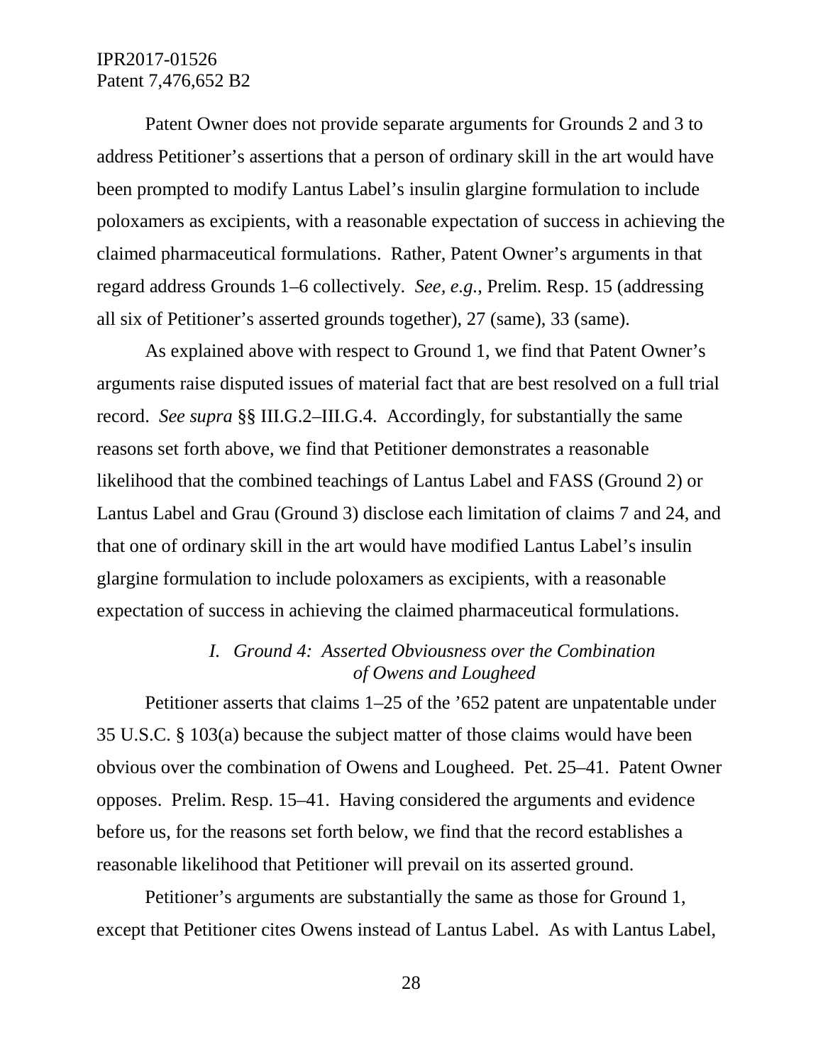Patent Owner does not provide separate arguments for Grounds 2 and 3 to address Petitioner's assertions that a person of ordinary skill in the art would have been prompted to modify Lantus Label's insulin glargine formulation to include poloxamers as excipients, with a reasonable expectation of success in achieving the claimed pharmaceutical formulations. Rather, Patent Owner's arguments in that regard address Grounds 1–6 collectively. *See, e.g.*, Prelim. Resp. 15 (addressing all six of Petitioner's asserted grounds together), 27 (same), 33 (same).

As explained above with respect to Ground 1, we find that Patent Owner's arguments raise disputed issues of material fact that are best resolved on a full trial record. *See supra* §§ III.G.2–III.G.4. Accordingly, for substantially the same reasons set forth above, we find that Petitioner demonstrates a reasonable likelihood that the combined teachings of Lantus Label and FASS (Ground 2) or Lantus Label and Grau (Ground 3) disclose each limitation of claims 7 and 24, and that one of ordinary skill in the art would have modified Lantus Label's insulin glargine formulation to include poloxamers as excipients, with a reasonable expectation of success in achieving the claimed pharmaceutical formulations.

### *I. Ground 4: Asserted Obviousness over the Combination of Owens and Lougheed*

Petitioner asserts that claims 1–25 of the '652 patent are unpatentable under 35 U.S.C. § 103(a) because the subject matter of those claims would have been obvious over the combination of Owens and Lougheed. Pet. 25–41. Patent Owner opposes. Prelim. Resp. 15–41. Having considered the arguments and evidence before us, for the reasons set forth below, we find that the record establishes a reasonable likelihood that Petitioner will prevail on its asserted ground.

Petitioner's arguments are substantially the same as those for Ground 1, except that Petitioner cites Owens instead of Lantus Label. As with Lantus Label,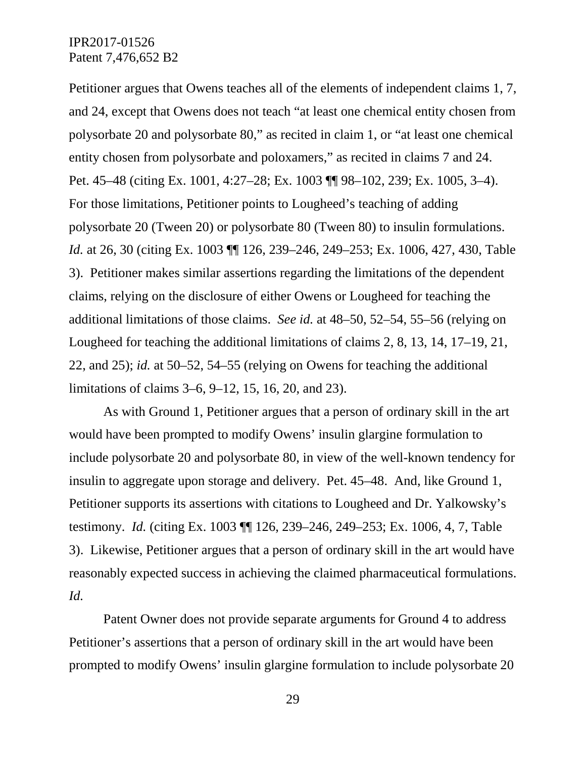Petitioner argues that Owens teaches all of the elements of independent claims 1, 7, and 24, except that Owens does not teach "at least one chemical entity chosen from polysorbate 20 and polysorbate 80," as recited in claim 1, or "at least one chemical entity chosen from polysorbate and poloxamers," as recited in claims 7 and 24. Pet. 45–48 (citing Ex. 1001, 4:27–28; Ex. 1003 ¶¶ 98–102, 239; Ex. 1005, 3–4). For those limitations, Petitioner points to Lougheed's teaching of adding polysorbate 20 (Tween 20) or polysorbate 80 (Tween 80) to insulin formulations. *Id.* at 26, 30 (citing Ex. 1003 ¶¶ 126, 239–246, 249–253; Ex. 1006, 427, 430, Table 3). Petitioner makes similar assertions regarding the limitations of the dependent claims, relying on the disclosure of either Owens or Lougheed for teaching the additional limitations of those claims. *See id.* at 48–50, 52–54, 55–56 (relying on Lougheed for teaching the additional limitations of claims 2, 8, 13, 14, 17–19, 21, 22, and 25); *id.* at 50–52, 54–55 (relying on Owens for teaching the additional limitations of claims 3–6, 9–12, 15, 16, 20, and 23).

As with Ground 1, Petitioner argues that a person of ordinary skill in the art would have been prompted to modify Owens' insulin glargine formulation to include polysorbate 20 and polysorbate 80, in view of the well-known tendency for insulin to aggregate upon storage and delivery. Pet. 45–48. And, like Ground 1, Petitioner supports its assertions with citations to Lougheed and Dr. Yalkowsky's testimony. *Id.* (citing Ex. 1003 ¶¶ 126, 239–246, 249–253; Ex. 1006, 4, 7, Table 3). Likewise, Petitioner argues that a person of ordinary skill in the art would have reasonably expected success in achieving the claimed pharmaceutical formulations. *Id.*

Patent Owner does not provide separate arguments for Ground 4 to address Petitioner's assertions that a person of ordinary skill in the art would have been prompted to modify Owens' insulin glargine formulation to include polysorbate 20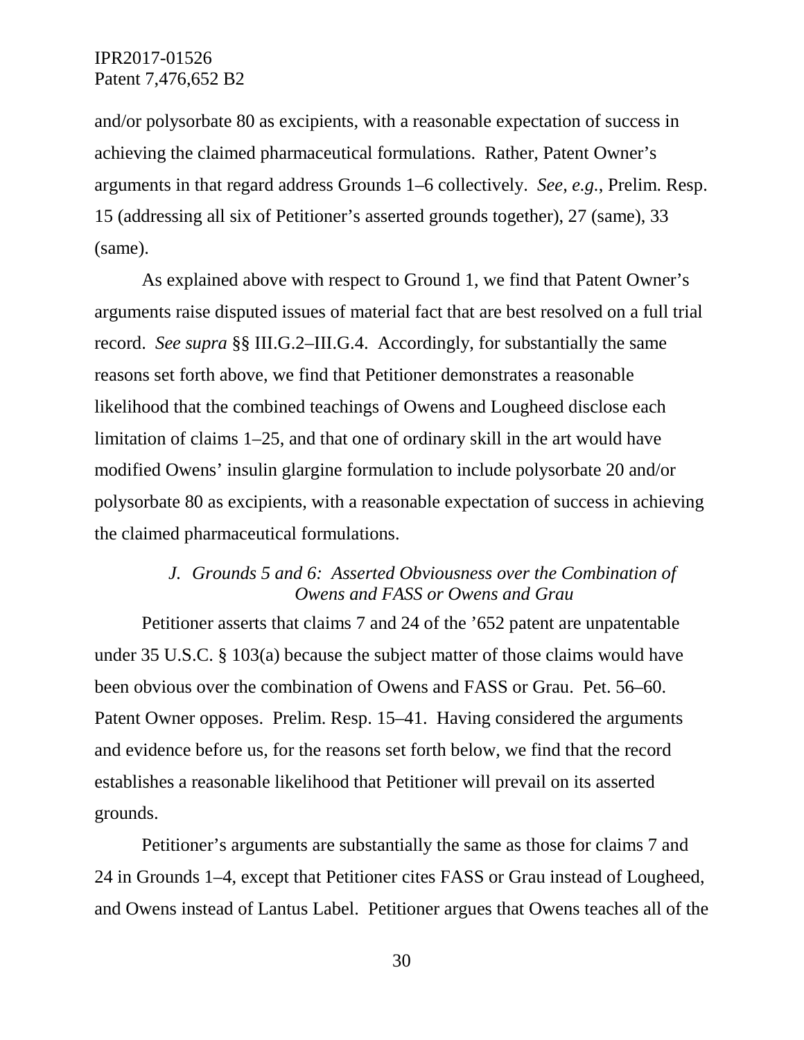and/or polysorbate 80 as excipients, with a reasonable expectation of success in achieving the claimed pharmaceutical formulations. Rather, Patent Owner's arguments in that regard address Grounds 1–6 collectively. *See, e.g.*, Prelim. Resp. 15 (addressing all six of Petitioner's asserted grounds together), 27 (same), 33 (same).

As explained above with respect to Ground 1, we find that Patent Owner's arguments raise disputed issues of material fact that are best resolved on a full trial record. *See supra* §§ III.G.2–III.G.4. Accordingly, for substantially the same reasons set forth above, we find that Petitioner demonstrates a reasonable likelihood that the combined teachings of Owens and Lougheed disclose each limitation of claims 1–25, and that one of ordinary skill in the art would have modified Owens' insulin glargine formulation to include polysorbate 20 and/or polysorbate 80 as excipients, with a reasonable expectation of success in achieving the claimed pharmaceutical formulations.

### *J. Grounds 5 and 6: Asserted Obviousness over the Combination of Owens and FASS or Owens and Grau*

Petitioner asserts that claims 7 and 24 of the '652 patent are unpatentable under 35 U.S.C. § 103(a) because the subject matter of those claims would have been obvious over the combination of Owens and FASS or Grau. Pet. 56–60. Patent Owner opposes. Prelim. Resp. 15–41. Having considered the arguments and evidence before us, for the reasons set forth below, we find that the record establishes a reasonable likelihood that Petitioner will prevail on its asserted grounds.

Petitioner's arguments are substantially the same as those for claims 7 and 24 in Grounds 1–4, except that Petitioner cites FASS or Grau instead of Lougheed, and Owens instead of Lantus Label. Petitioner argues that Owens teaches all of the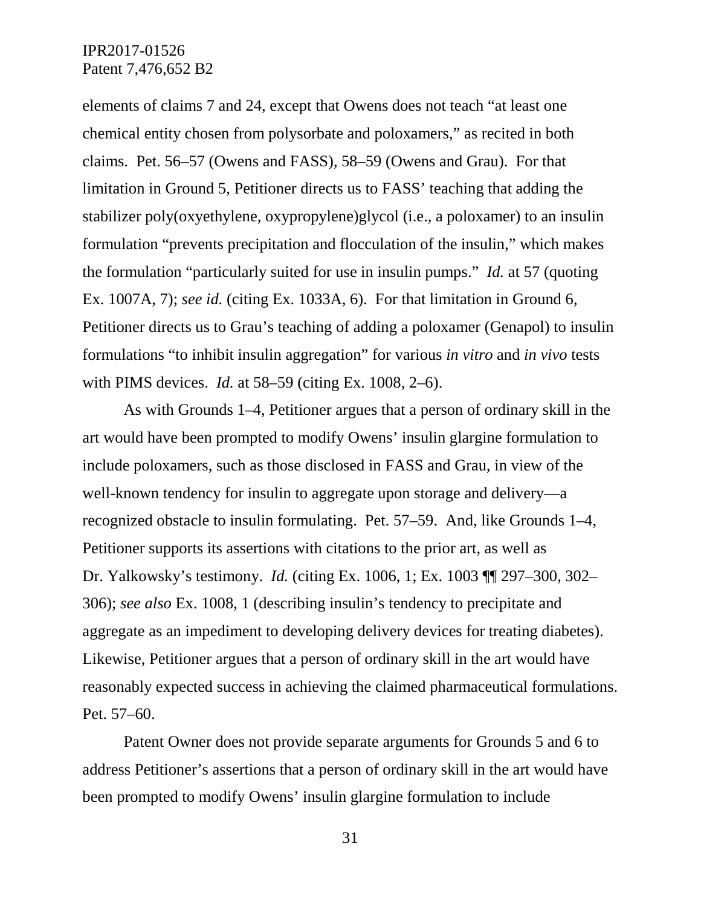elements of claims 7 and 24, except that Owens does not teach "at least one chemical entity chosen from polysorbate and poloxamers," as recited in both claims. Pet. 56–57 (Owens and FASS), 58–59 (Owens and Grau). For that limitation in Ground 5, Petitioner directs us to FASS' teaching that adding the stabilizer poly(oxyethylene, oxypropylene)glycol (i.e., a poloxamer) to an insulin formulation "prevents precipitation and flocculation of the insulin," which makes the formulation "particularly suited for use in insulin pumps." *Id.* at 57 (quoting Ex. 1007A, 7); *see id.* (citing Ex. 1033A, 6). For that limitation in Ground 6, Petitioner directs us to Grau's teaching of adding a poloxamer (Genapol) to insulin formulations "to inhibit insulin aggregation" for various *in vitro* and *in vivo* tests with PIMS devices. *Id.* at 58–59 (citing Ex. 1008, 2–6).

As with Grounds 1–4, Petitioner argues that a person of ordinary skill in the art would have been prompted to modify Owens' insulin glargine formulation to include poloxamers, such as those disclosed in FASS and Grau, in view of the well-known tendency for insulin to aggregate upon storage and delivery—a recognized obstacle to insulin formulating. Pet. 57–59. And, like Grounds 1–4, Petitioner supports its assertions with citations to the prior art, as well as Dr. Yalkowsky's testimony. *Id.* (citing Ex. 1006, 1; Ex. 1003 ¶¶ 297–300, 302–306); *see also* Ex. 1008, 1 (describing insulin's tendency to precipitate and aggregate as an impediment to developing delivery devices for treating diabetes). Likewise, Petitioner argues that a person of ordinary skill in the art would have reasonably expected success in achieving the claimed pharmaceutical formulations. Pet. 57–60.

Patent Owner does not provide separate arguments for Grounds 5 and 6 to address Petitioner's assertions that a person of ordinary skill in the art would have been prompted to modify Owens' insulin glargine formulation to include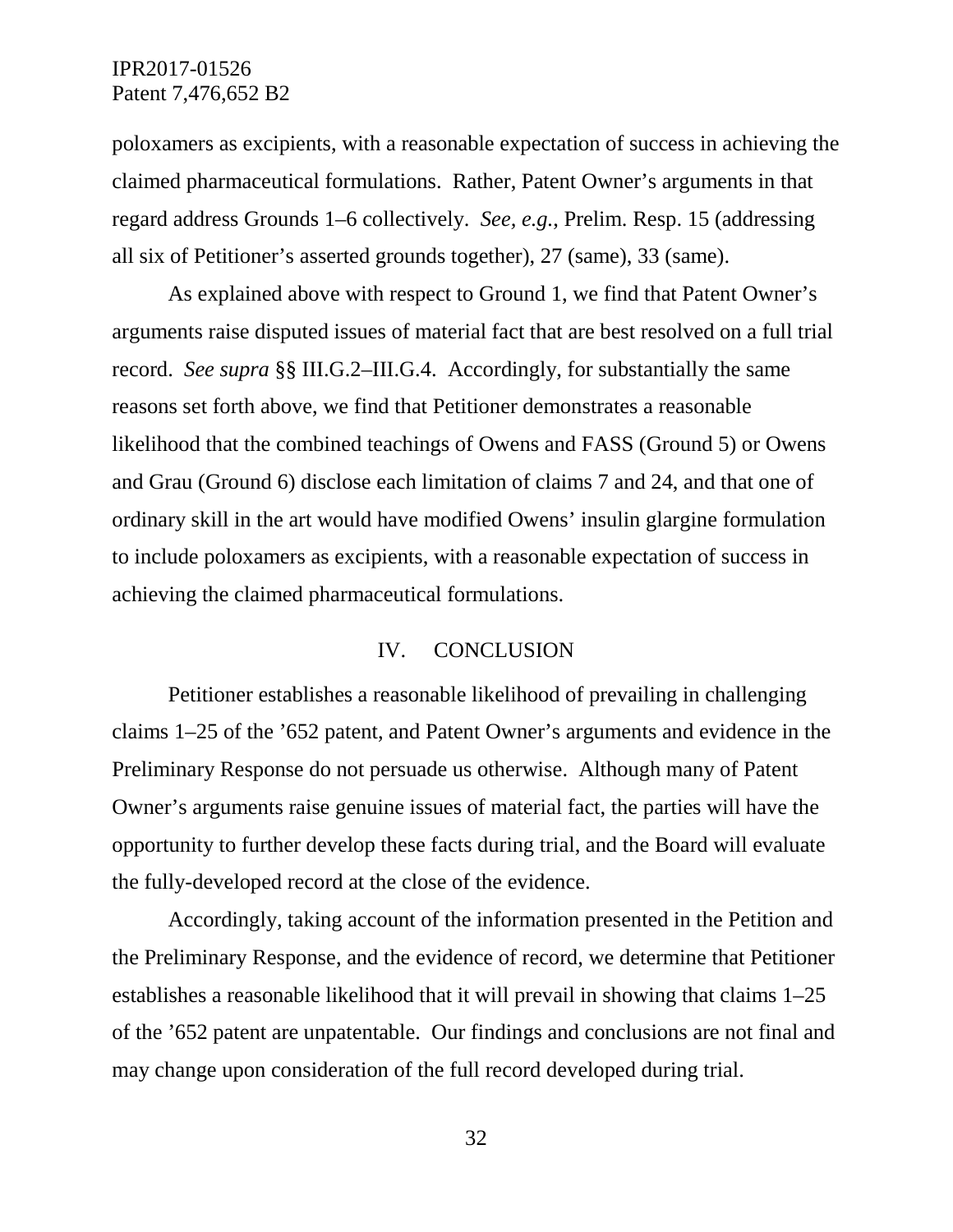poloxamers as excipients, with a reasonable expectation of success in achieving the claimed pharmaceutical formulations. Rather, Patent Owner's arguments in that regard address Grounds 1–6 collectively. *See, e.g.*, Prelim. Resp. 15 (addressing all six of Petitioner's asserted grounds together), 27 (same), 33 (same).

As explained above with respect to Ground 1, we find that Patent Owner's arguments raise disputed issues of material fact that are best resolved on a full trial record. *See supra* §§ III.G.2–III.G.4. Accordingly, for substantially the same reasons set forth above, we find that Petitioner demonstrates a reasonable likelihood that the combined teachings of Owens and FASS (Ground 5) or Owens and Grau (Ground 6) disclose each limitation of claims 7 and 24, and that one of ordinary skill in the art would have modified Owens' insulin glargine formulation to include poloxamers as excipients, with a reasonable expectation of success in achieving the claimed pharmaceutical formulations.

## IV. CONCLUSION

Petitioner establishes a reasonable likelihood of prevailing in challenging claims 1–25 of the '652 patent, and Patent Owner's arguments and evidence in the Preliminary Response do not persuade us otherwise. Although many of Patent Owner's arguments raise genuine issues of material fact, the parties will have the opportunity to further develop these facts during trial, and the Board will evaluate the fully-developed record at the close of the evidence.

Accordingly, taking account of the information presented in the Petition and the Preliminary Response, and the evidence of record, we determine that Petitioner establishes a reasonable likelihood that it will prevail in showing that claims 1–25 of the '652 patent are unpatentable. Our findings and conclusions are not final and may change upon consideration of the full record developed during trial.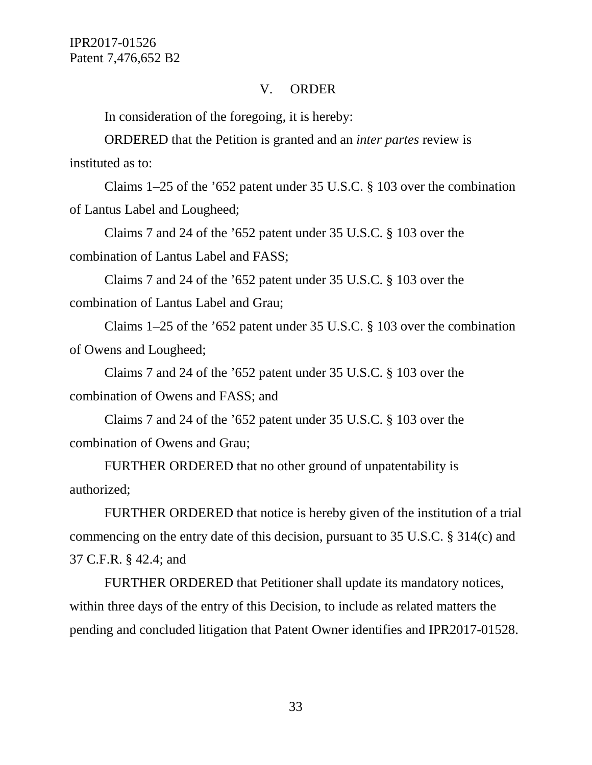## V. ORDER

In consideration of the foregoing, it is hereby:

ORDERED that the Petition is granted and an *inter partes* review is instituted as to:

Claims 1–25 of the ’652 patent under 35 U.S.C. § 103 over the combination of Lantus Label and Lougheed;

Claims 7 and 24 of the ’652 patent under 35 U.S.C. § 103 over the combination of Lantus Label and FASS;

Claims 7 and 24 of the ’652 patent under 35 U.S.C. § 103 over the combination of Lantus Label and Grau;

Claims 1–25 of the ’652 patent under 35 U.S.C. § 103 over the combination of Owens and Lougheed;

Claims 7 and 24 of the ’652 patent under 35 U.S.C. § 103 over the combination of Owens and FASS; and

Claims 7 and 24 of the ’652 patent under 35 U.S.C. § 103 over the combination of Owens and Grau;

FURTHER ORDERED that no other ground of unpatentability is authorized;

FURTHER ORDERED that notice is hereby given of the institution of a trial commencing on the entry date of this decision, pursuant to 35 U.S.C. § 314(c) and 37 C.F.R. § 42.4; and

FURTHER ORDERED that Petitioner shall update its mandatory notices, within three days of the entry of this Decision, to include as related matters the pending and concluded litigation that Patent Owner identifies and IPR2017-01528.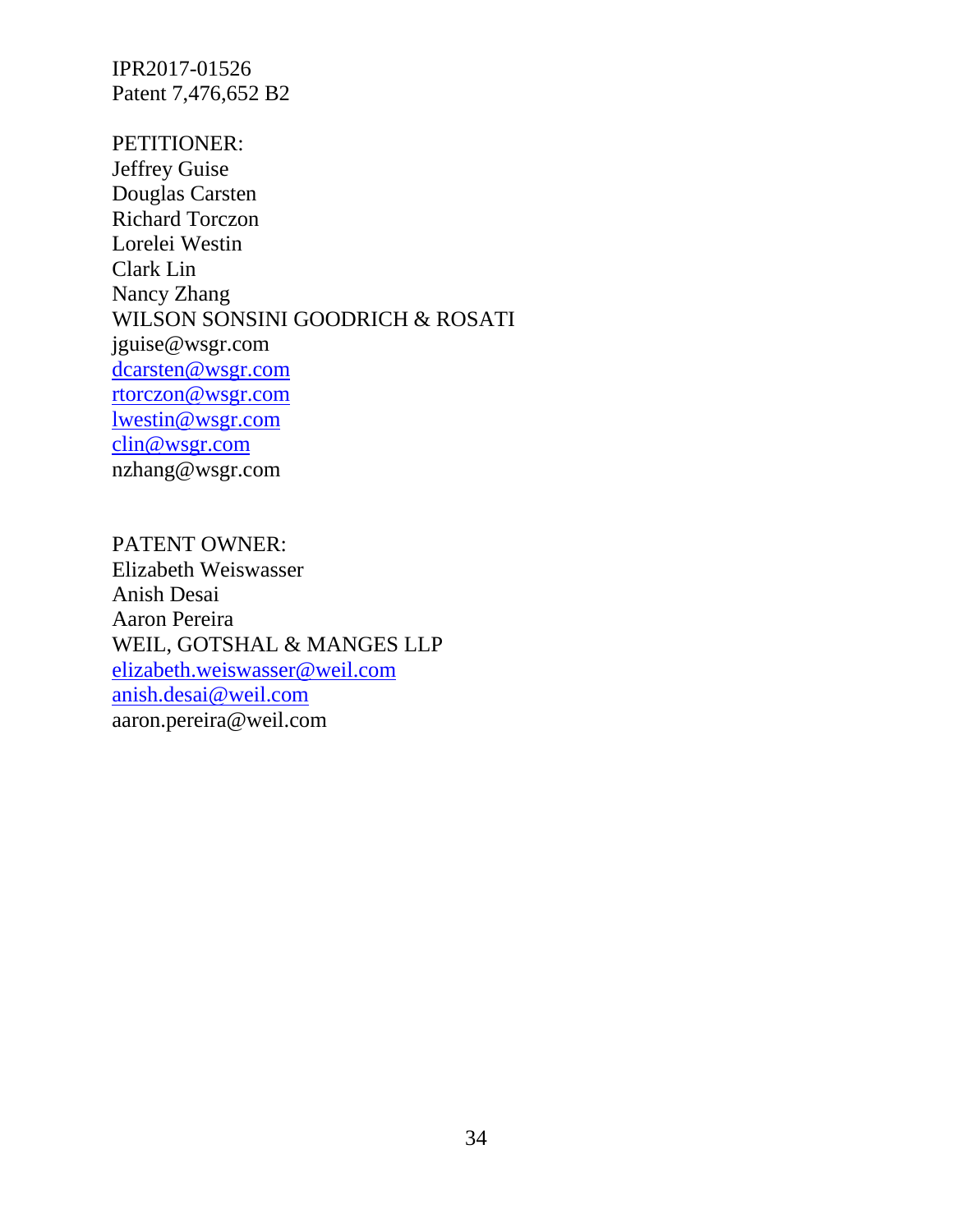IPR2017-01526
Patent 7,476,652 B2

PETITIONER:
Jeffrey Guise
Douglas Carsten
Richard Torczon
Lorelei Westin
Clark Lin
Nancy Zhang
WILSON SONSINI GOODRICH & ROSATI
jguise@wsgr.com
dcarsten@wsgr.com
rtorczon@wsgr.com
lwestin@wsgr.com
clin@wsgr.com
nzhang@wsgr.com

PATENT OWNER:
Elizabeth Weiswasser
Anish Desai
Aaron Pereira
WEIL, GOTSHAL & MANGES LLP
elizabeth.weiswasser@weil.com
anish.desai@weil.com
aaron.pereira@weil.com